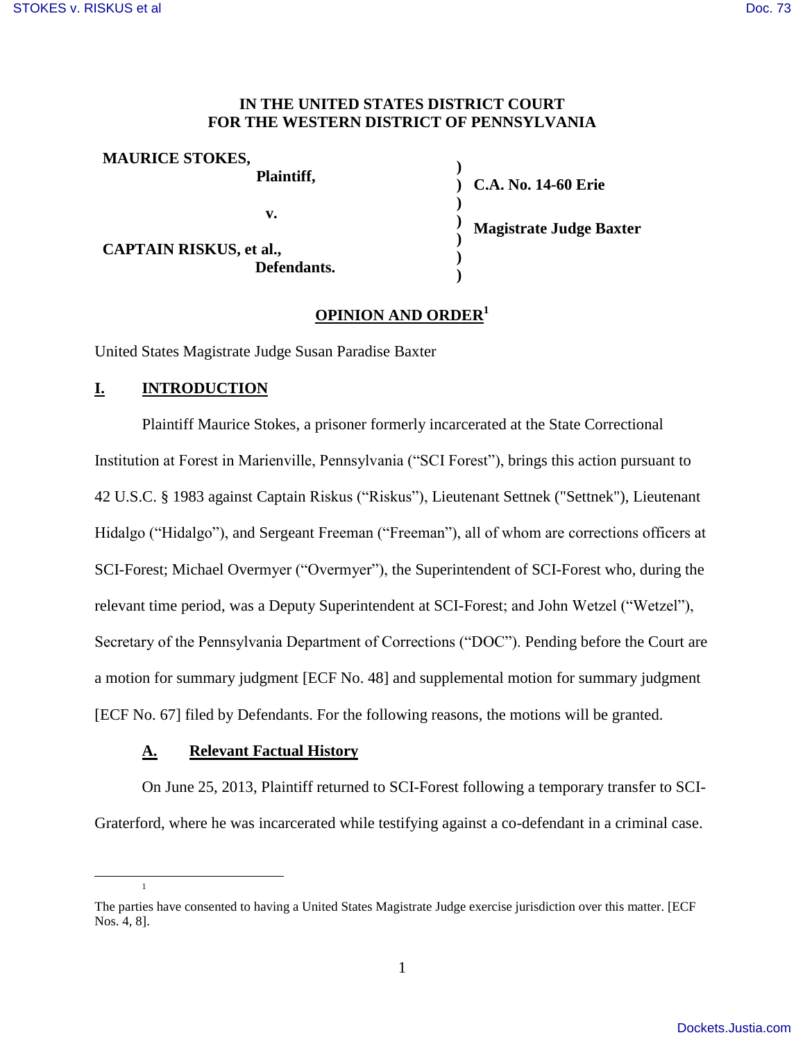**IN THE UNITED STATES DISTRICT COURT**
**FOR THE WESTERN DISTRICT OF PENNSYLVANIA**

| | | |
|---|---|---|
| **MAURICE STOKES,** | ) | |
| **Plaintiff,** | ) | **C.A. No. 14-60 Erie** |
| | ) | |
| **v.** | ) | **Magistrate Judge Baxter** |
| | ) | |
| **CAPTAIN RISKUS, et al.,** | ) | |
| **Defendants.** | ) | |

**OPINION AND ORDER**[1]

United States Magistrate Judge Susan Paradise Baxter

## I. INTRODUCTION

Plaintiff Maurice Stokes, a prisoner formerly incarcerated at the State Correctional Institution at Forest in Marienville, Pennsylvania ("SCI Forest"), brings this action pursuant to 42 U.S.C. § 1983 against Captain Riskus ("Riskus"), Lieutenant Settnek ("Settnek"), Lieutenant Hidalgo ("Hidalgo"), and Sergeant Freeman ("Freeman"), all of whom are corrections officers at SCI-Forest; Michael Overmyer ("Overmyer"), the Superintendent of SCI-Forest who, during the relevant time period, was a Deputy Superintendent at SCI-Forest; and John Wetzel ("Wetzel"), Secretary of the Pennsylvania Department of Corrections ("DOC"). Pending before the Court are a motion for summary judgment [ECF No. 48] and supplemental motion for summary judgment [ECF No. 67] filed by Defendants. For the following reasons, the motions will be granted.

### A. Relevant Factual History

On June 25, 2013, Plaintiff returned to SCI-Forest following a temporary transfer to SCI-Graterford, where he was incarcerated while testifying against a co-defendant in a criminal case.

---

[1] The parties have consented to having a United States Magistrate Judge exercise jurisdiction over this matter. [ECF Nos. 4, 8].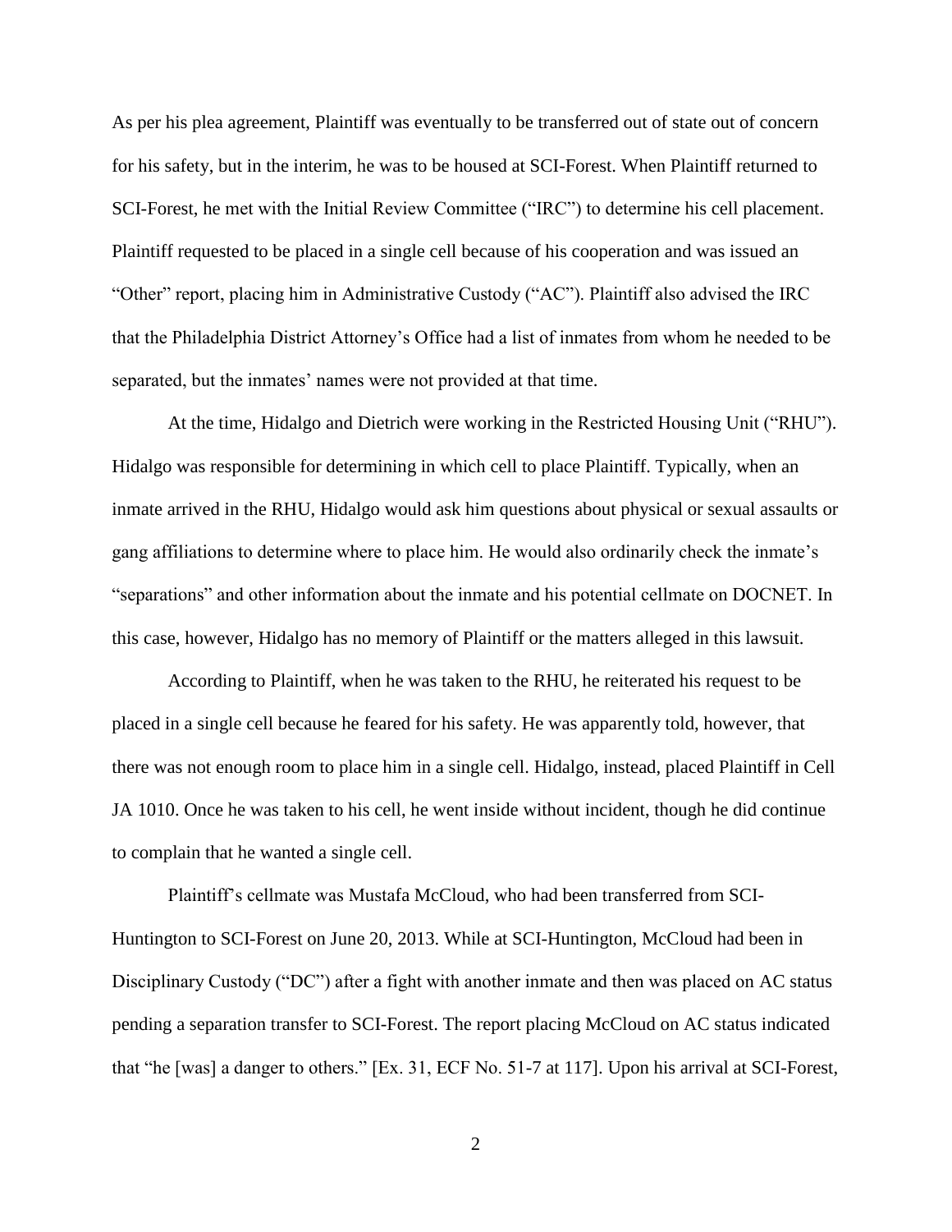As per his plea agreement, Plaintiff was eventually to be transferred out of state out of concern for his safety, but in the interim, he was to be housed at SCI-Forest. When Plaintiff returned to SCI-Forest, he met with the Initial Review Committee ("IRC") to determine his cell placement. Plaintiff requested to be placed in a single cell because of his cooperation and was issued an "Other" report, placing him in Administrative Custody ("AC"). Plaintiff also advised the IRC that the Philadelphia District Attorney's Office had a list of inmates from whom he needed to be separated, but the inmates' names were not provided at that time.

At the time, Hidalgo and Dietrich were working in the Restricted Housing Unit ("RHU"). Hidalgo was responsible for determining in which cell to place Plaintiff. Typically, when an inmate arrived in the RHU, Hidalgo would ask him questions about physical or sexual assaults or gang affiliations to determine where to place him. He would also ordinarily check the inmate's "separations" and other information about the inmate and his potential cellmate on DOCNET. In this case, however, Hidalgo has no memory of Plaintiff or the matters alleged in this lawsuit.

According to Plaintiff, when he was taken to the RHU, he reiterated his request to be placed in a single cell because he feared for his safety. He was apparently told, however, that there was not enough room to place him in a single cell. Hidalgo, instead, placed Plaintiff in Cell JA 1010. Once he was taken to his cell, he went inside without incident, though he did continue to complain that he wanted a single cell.

Plaintiff's cellmate was Mustafa McCloud, who had been transferred from SCI-Huntington to SCI-Forest on June 20, 2013. While at SCI-Huntington, McCloud had been in Disciplinary Custody ("DC") after a fight with another inmate and then was placed on AC status pending a separation transfer to SCI-Forest. The report placing McCloud on AC status indicated that "he [was] a danger to others." [Ex. 31, ECF No. 51-7 at 117]. Upon his arrival at SCI-Forest,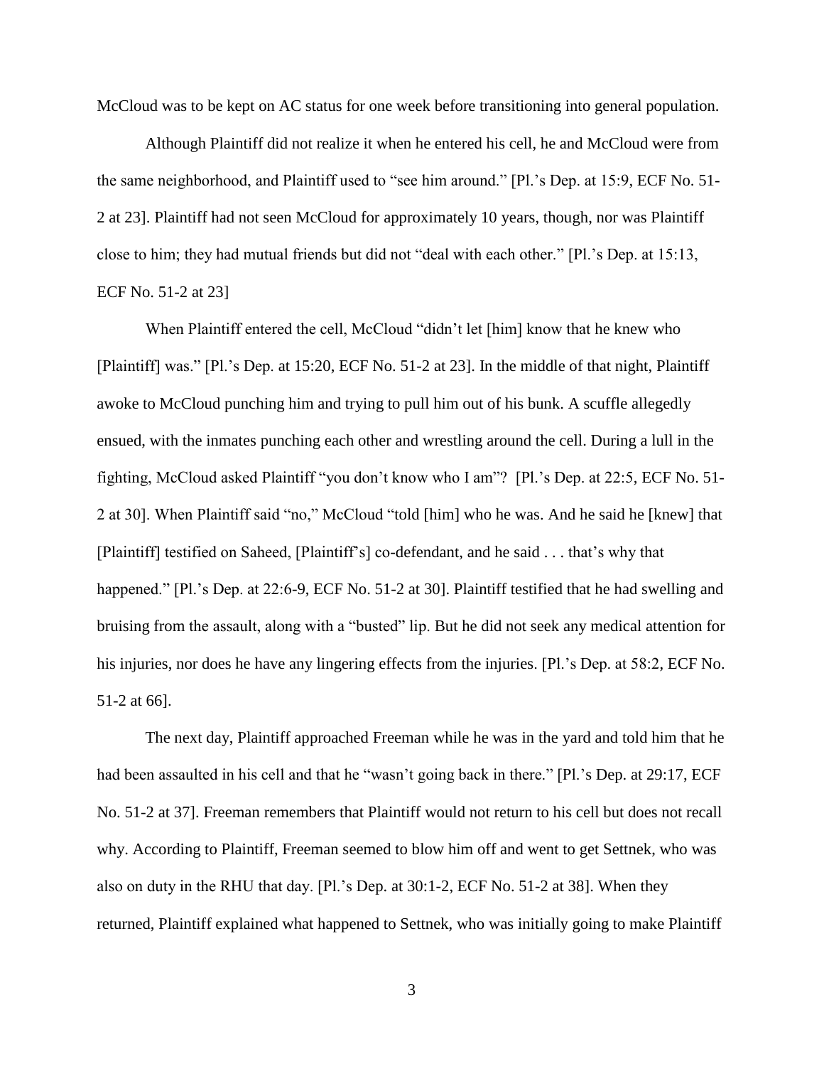McCloud was to be kept on AC status for one week before transitioning into general population.

Although Plaintiff did not realize it when he entered his cell, he and McCloud were from the same neighborhood, and Plaintiff used to "see him around." [Pl.'s Dep. at 15:9, ECF No. 51-2 at 23]. Plaintiff had not seen McCloud for approximately 10 years, though, nor was Plaintiff close to him; they had mutual friends but did not "deal with each other." [Pl.'s Dep. at 15:13, ECF No. 51-2 at 23]

When Plaintiff entered the cell, McCloud "didn't let [him] know that he knew who [Plaintiff] was." [Pl.'s Dep. at 15:20, ECF No. 51-2 at 23]. In the middle of that night, Plaintiff awoke to McCloud punching him and trying to pull him out of his bunk. A scuffle allegedly ensued, with the inmates punching each other and wrestling around the cell. During a lull in the fighting, McCloud asked Plaintiff "you don't know who I am"? [Pl.'s Dep. at 22:5, ECF No. 51-2 at 30]. When Plaintiff said "no," McCloud "told [him] who he was. And he said he [knew] that [Plaintiff] testified on Saheed, [Plaintiff's] co-defendant, and he said . . . that's why that happened." [Pl.'s Dep. at 22:6-9, ECF No. 51-2 at 30]. Plaintiff testified that he had swelling and bruising from the assault, along with a "busted" lip. But he did not seek any medical attention for his injuries, nor does he have any lingering effects from the injuries. [Pl.'s Dep. at 58:2, ECF No. 51-2 at 66].

The next day, Plaintiff approached Freeman while he was in the yard and told him that he had been assaulted in his cell and that he "wasn't going back in there." [Pl.'s Dep. at 29:17, ECF No. 51-2 at 37]. Freeman remembers that Plaintiff would not return to his cell but does not recall why. According to Plaintiff, Freeman seemed to blow him off and went to get Settnek, who was also on duty in the RHU that day. [Pl.'s Dep. at 30:1-2, ECF No. 51-2 at 38]. When they returned, Plaintiff explained what happened to Settnek, who was initially going to make Plaintiff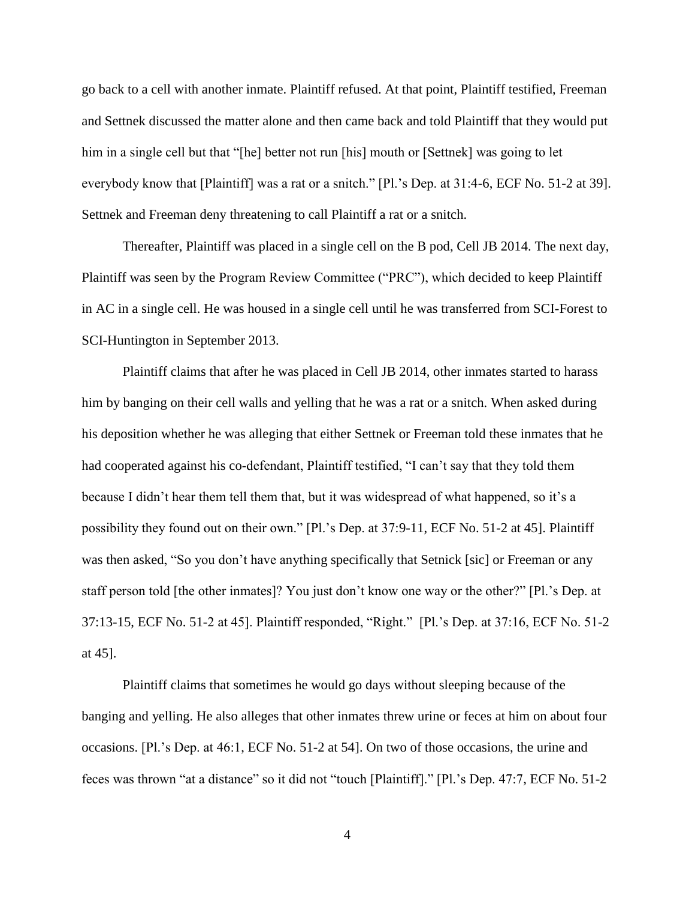go back to a cell with another inmate. Plaintiff refused. At that point, Plaintiff testified, Freeman and Settnek discussed the matter alone and then came back and told Plaintiff that they would put him in a single cell but that "[he] better not run [his] mouth or [Settnek] was going to let everybody know that [Plaintiff] was a rat or a snitch." [Pl.'s Dep. at 31:4-6, ECF No. 51-2 at 39]. Settnek and Freeman deny threatening to call Plaintiff a rat or a snitch.

Thereafter, Plaintiff was placed in a single cell on the B pod, Cell JB 2014. The next day, Plaintiff was seen by the Program Review Committee ("PRC"), which decided to keep Plaintiff in AC in a single cell. He was housed in a single cell until he was transferred from SCI-Forest to SCI-Huntington in September 2013.

Plaintiff claims that after he was placed in Cell JB 2014, other inmates started to harass him by banging on their cell walls and yelling that he was a rat or a snitch. When asked during his deposition whether he was alleging that either Settnek or Freeman told these inmates that he had cooperated against his co-defendant, Plaintiff testified, "I can't say that they told them because I didn't hear them tell them that, but it was widespread of what happened, so it's a possibility they found out on their own." [Pl.'s Dep. at 37:9-11, ECF No. 51-2 at 45]. Plaintiff was then asked, "So you don't have anything specifically that Setnick [sic] or Freeman or any staff person told [the other inmates]? You just don't know one way or the other?" [Pl.'s Dep. at 37:13-15, ECF No. 51-2 at 45]. Plaintiff responded, "Right." [Pl.'s Dep. at 37:16, ECF No. 51-2 at 45].

Plaintiff claims that sometimes he would go days without sleeping because of the banging and yelling. He also alleges that other inmates threw urine or feces at him on about four occasions. [Pl.'s Dep. at 46:1, ECF No. 51-2 at 54]. On two of those occasions, the urine and feces was thrown "at a distance" so it did not "touch [Plaintiff]." [Pl.'s Dep. 47:7, ECF No. 51-2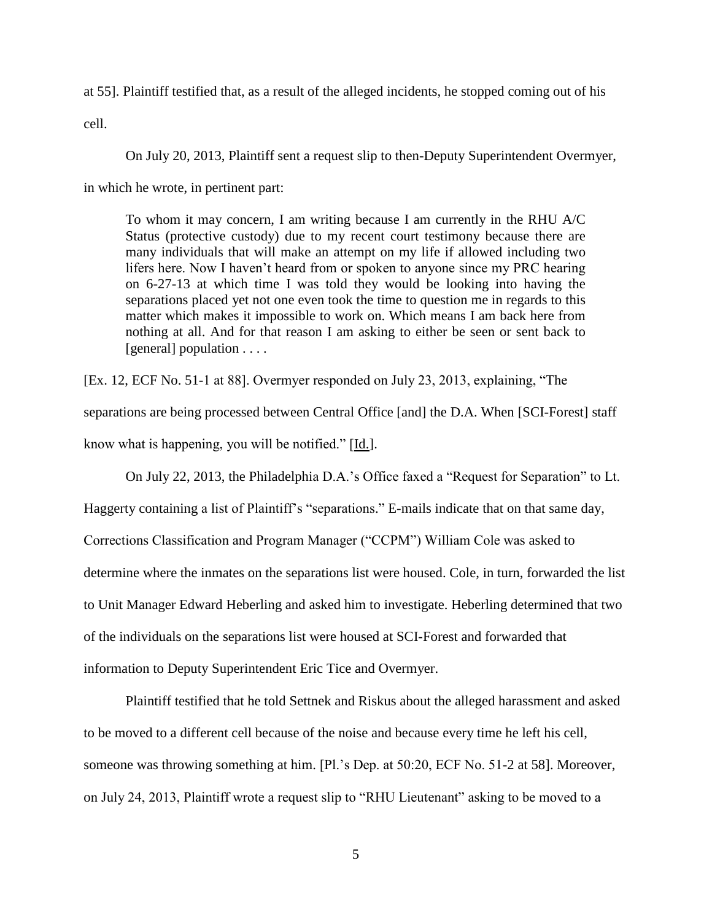at 55]. Plaintiff testified that, as a result of the alleged incidents, he stopped coming out of his cell.

On July 20, 2013, Plaintiff sent a request slip to then-Deputy Superintendent Overmyer, in which he wrote, in pertinent part:

> To whom it may concern, I am writing because I am currently in the RHU A/C Status (protective custody) due to my recent court testimony because there are many individuals that will make an attempt on my life if allowed including two lifers here. Now I haven't heard from or spoken to anyone since my PRC hearing on 6-27-13 at which time I was told they would be looking into having the separations placed yet not one even took the time to question me in regards to this matter which makes it impossible to work on. Which means I am back here from nothing at all. And for that reason I am asking to either be seen or sent back to [general] population . . . .

[Ex. 12, ECF No. 51-1 at 88]. Overmyer responded on July 23, 2013, explaining, "The separations are being processed between Central Office [and] the D.A. When [SCI-Forest] staff know what is happening, you will be notified." [Id.].

On July 22, 2013, the Philadelphia D.A.'s Office faxed a "Request for Separation" to Lt. Haggerty containing a list of Plaintiff's "separations." E-mails indicate that on that same day, Corrections Classification and Program Manager ("CCPM") William Cole was asked to determine where the inmates on the separations list were housed. Cole, in turn, forwarded the list to Unit Manager Edward Heberling and asked him to investigate. Heberling determined that two of the individuals on the separations list were housed at SCI-Forest and forwarded that information to Deputy Superintendent Eric Tice and Overmyer.

Plaintiff testified that he told Settnek and Riskus about the alleged harassment and asked to be moved to a different cell because of the noise and because every time he left his cell, someone was throwing something at him. [Pl.'s Dep. at 50:20, ECF No. 51-2 at 58]. Moreover, on July 24, 2013, Plaintiff wrote a request slip to "RHU Lieutenant" asking to be moved to a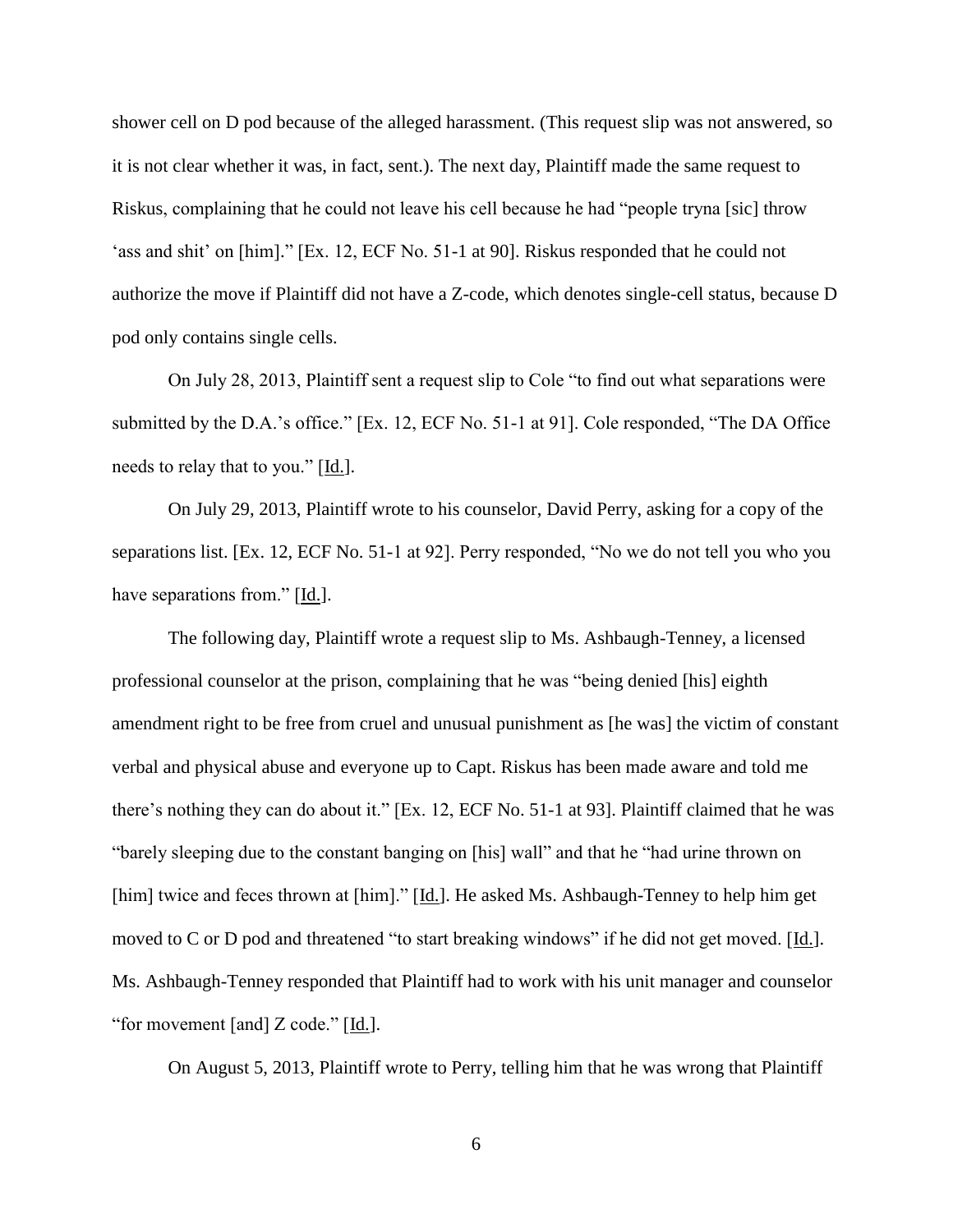shower cell on D pod because of the alleged harassment. (This request slip was not answered, so it is not clear whether it was, in fact, sent.). The next day, Plaintiff made the same request to Riskus, complaining that he could not leave his cell because he had "people tryna [sic] throw 'ass and shit' on [him]." [Ex. 12, ECF No. 51-1 at 90]. Riskus responded that he could not authorize the move if Plaintiff did not have a Z-code, which denotes single-cell status, because D pod only contains single cells.

On July 28, 2013, Plaintiff sent a request slip to Cole "to find out what separations were submitted by the D.A.'s office." [Ex. 12, ECF No. 51-1 at 91]. Cole responded, "The DA Office needs to relay that to you." [Id.].

On July 29, 2013, Plaintiff wrote to his counselor, David Perry, asking for a copy of the separations list. [Ex. 12, ECF No. 51-1 at 92]. Perry responded, "No we do not tell you who you have separations from." [Id.].

The following day, Plaintiff wrote a request slip to Ms. Ashbaugh-Tenney, a licensed professional counselor at the prison, complaining that he was "being denied [his] eighth amendment right to be free from cruel and unusual punishment as [he was] the victim of constant verbal and physical abuse and everyone up to Capt. Riskus has been made aware and told me there's nothing they can do about it." [Ex. 12, ECF No. 51-1 at 93]. Plaintiff claimed that he was "barely sleeping due to the constant banging on [his] wall" and that he "had urine thrown on [him] twice and feces thrown at [him]." [Id.]. He asked Ms. Ashbaugh-Tenney to help him get moved to C or D pod and threatened "to start breaking windows" if he did not get moved. [Id.]. Ms. Ashbaugh-Tenney responded that Plaintiff had to work with his unit manager and counselor "for movement [and] Z code." [Id.].

On August 5, 2013, Plaintiff wrote to Perry, telling him that he was wrong that Plaintiff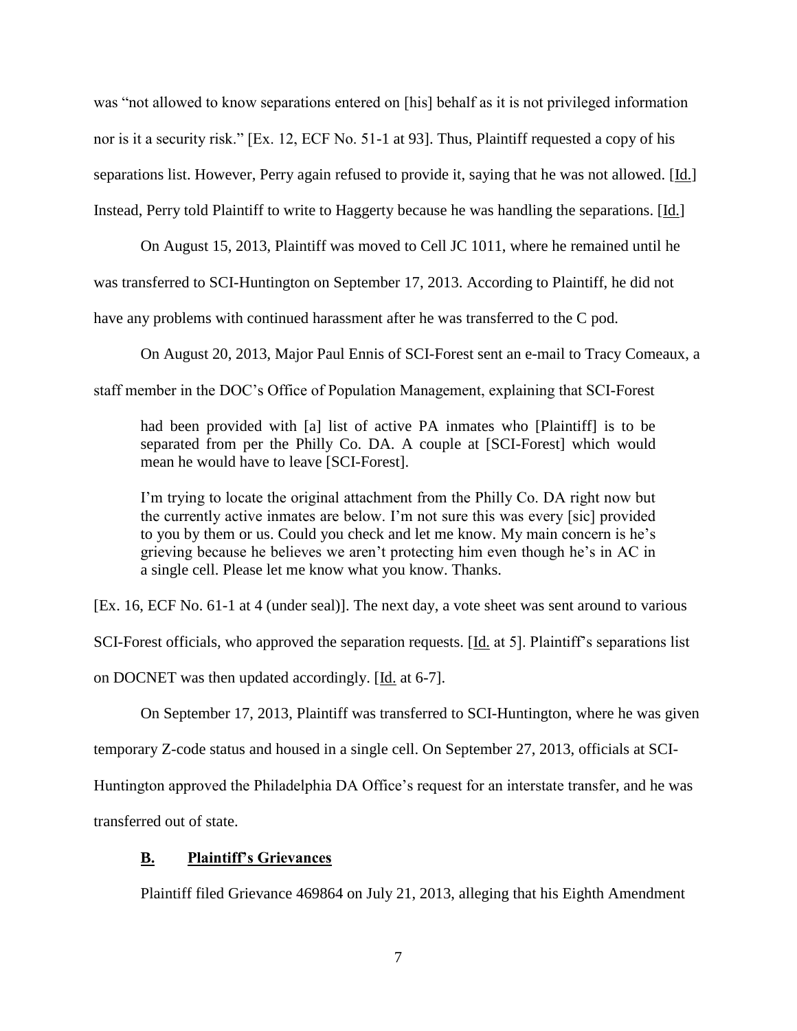was "not allowed to know separations entered on [his] behalf as it is not privileged information nor is it a security risk." [Ex. 12, ECF No. 51-1 at 93]. Thus, Plaintiff requested a copy of his separations list. However, Perry again refused to provide it, saying that he was not allowed. [Id.] Instead, Perry told Plaintiff to write to Haggerty because he was handling the separations. [Id.]

On August 15, 2013, Plaintiff was moved to Cell JC 1011, where he remained until he was transferred to SCI-Huntington on September 17, 2013. According to Plaintiff, he did not have any problems with continued harassment after he was transferred to the C pod.

On August 20, 2013, Major Paul Ennis of SCI-Forest sent an e-mail to Tracy Comeaux, a staff member in the DOC's Office of Population Management, explaining that SCI-Forest

> had been provided with [a] list of active PA inmates who [Plaintiff] is to be separated from per the Philly Co. DA. A couple at [SCI-Forest] which would mean he would have to leave [SCI-Forest].
>
> I'm trying to locate the original attachment from the Philly Co. DA right now but the currently active inmates are below. I'm not sure this was every [sic] provided to you by them or us. Could you check and let me know. My main concern is he's grieving because he believes we aren't protecting him even though he's in AC in a single cell. Please let me know what you know. Thanks.

[Ex. 16, ECF No. 61-1 at 4 (under seal)]. The next day, a vote sheet was sent around to various SCI-Forest officials, who approved the separation requests. [Id. at 5]. Plaintiff's separations list on DOCNET was then updated accordingly. [Id. at 6-7].

On September 17, 2013, Plaintiff was transferred to SCI-Huntington, where he was given temporary Z-code status and housed in a single cell. On September 27, 2013, officials at SCI-Huntington approved the Philadelphia DA Office's request for an interstate transfer, and he was transferred out of state.

### B. Plaintiff's Grievances

Plaintiff filed Grievance 469864 on July 21, 2013, alleging that his Eighth Amendment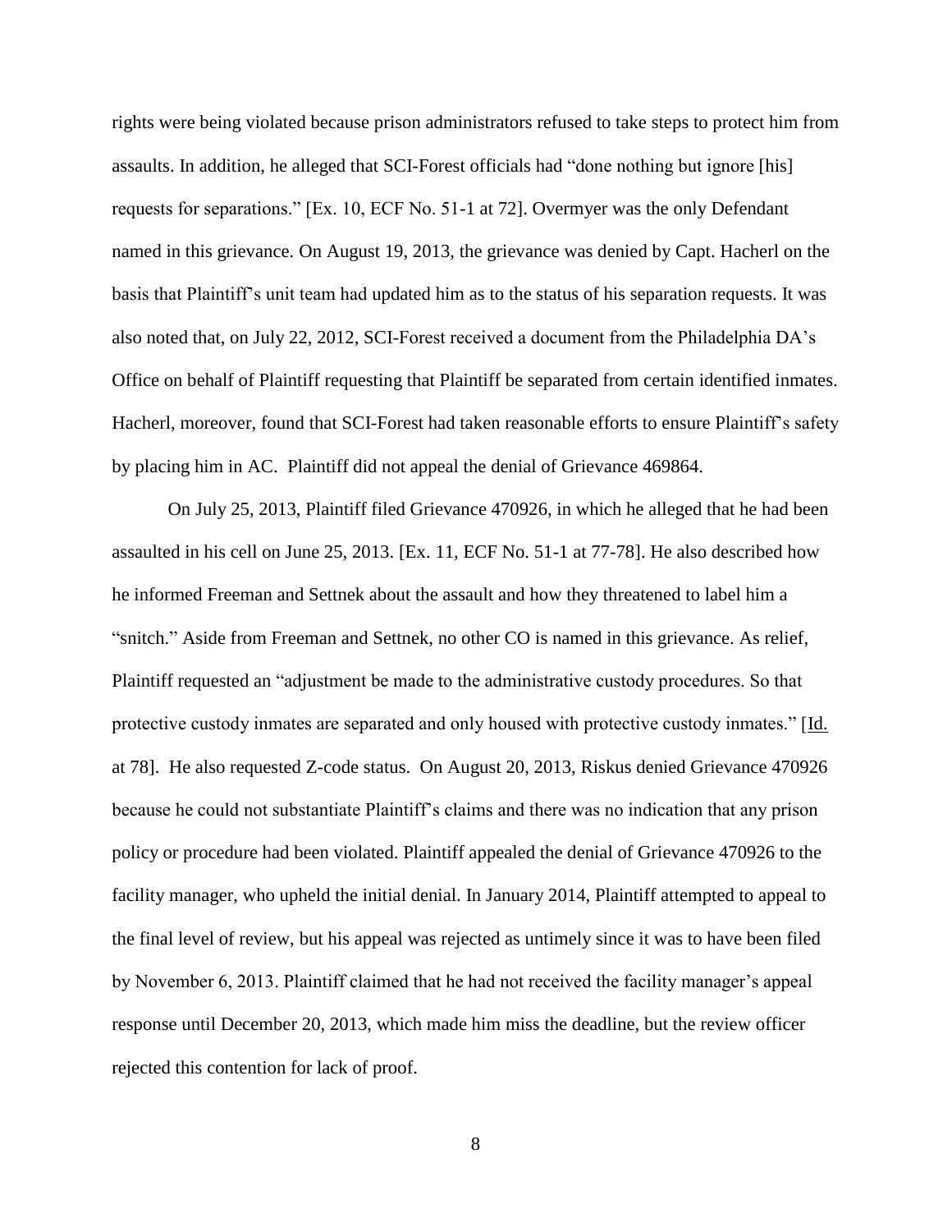rights were being violated because prison administrators refused to take steps to protect him from assaults. In addition, he alleged that SCI-Forest officials had "done nothing but ignore [his] requests for separations." [Ex. 10, ECF No. 51-1 at 72]. Overmyer was the only Defendant named in this grievance. On August 19, 2013, the grievance was denied by Capt. Hacherl on the basis that Plaintiff's unit team had updated him as to the status of his separation requests. It was also noted that, on July 22, 2012, SCI-Forest received a document from the Philadelphia DA's Office on behalf of Plaintiff requesting that Plaintiff be separated from certain identified inmates. Hacherl, moreover, found that SCI-Forest had taken reasonable efforts to ensure Plaintiff's safety by placing him in AC. Plaintiff did not appeal the denial of Grievance 469864.

On July 25, 2013, Plaintiff filed Grievance 470926, in which he alleged that he had been assaulted in his cell on June 25, 2013. [Ex. 11, ECF No. 51-1 at 77-78]. He also described how he informed Freeman and Settnek about the assault and how they threatened to label him a "snitch." Aside from Freeman and Settnek, no other CO is named in this grievance. As relief, Plaintiff requested an "adjustment be made to the administrative custody procedures. So that protective custody inmates are separated and only housed with protective custody inmates." [Id. at 78]. He also requested Z-code status. On August 20, 2013, Riskus denied Grievance 470926 because he could not substantiate Plaintiff's claims and there was no indication that any prison policy or procedure had been violated. Plaintiff appealed the denial of Grievance 470926 to the facility manager, who upheld the initial denial. In January 2014, Plaintiff attempted to appeal to the final level of review, but his appeal was rejected as untimely since it was to have been filed by November 6, 2013. Plaintiff claimed that he had not received the facility manager's appeal response until December 20, 2013, which made him miss the deadline, but the review officer rejected this contention for lack of proof.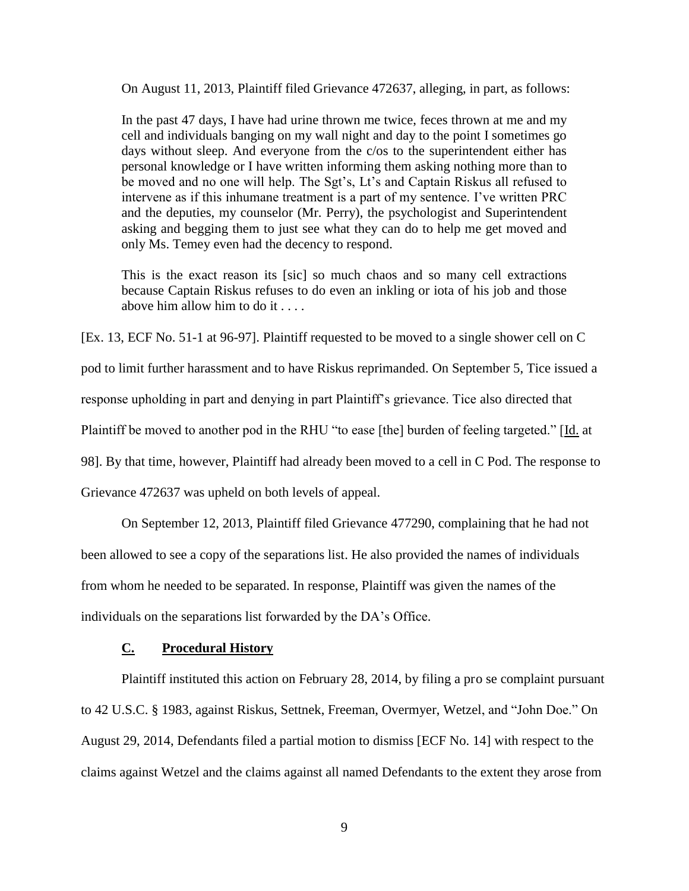On August 11, 2013, Plaintiff filed Grievance 472637, alleging, in part, as follows:

> In the past 47 days, I have had urine thrown me twice, feces thrown at me and my cell and individuals banging on my wall night and day to the point I sometimes go days without sleep. And everyone from the c/os to the superintendent either has personal knowledge or I have written informing them asking nothing more than to be moved and no one will help. The Sgt's, Lt's and Captain Riskus all refused to intervene as if this inhumane treatment is a part of my sentence. I've written PRC and the deputies, my counselor (Mr. Perry), the psychologist and Superintendent asking and begging them to just see what they can do to help me get moved and only Ms. Temey even had the decency to respond.
>
> This is the exact reason its [sic] so much chaos and so many cell extractions because Captain Riskus refuses to do even an inkling or iota of his job and those above him allow him to do it . . . .

[Ex. 13, ECF No. 51-1 at 96-97]. Plaintiff requested to be moved to a single shower cell on C pod to limit further harassment and to have Riskus reprimanded. On September 5, Tice issued a response upholding in part and denying in part Plaintiff's grievance. Tice also directed that Plaintiff be moved to another pod in the RHU "to ease [the] burden of feeling targeted." [Id. at 98]. By that time, however, Plaintiff had already been moved to a cell in C Pod. The response to Grievance 472637 was upheld on both levels of appeal.

On September 12, 2013, Plaintiff filed Grievance 477290, complaining that he had not been allowed to see a copy of the separations list. He also provided the names of individuals from whom he needed to be separated. In response, Plaintiff was given the names of the individuals on the separations list forwarded by the DA's Office.

### C. Procedural History

Plaintiff instituted this action on February 28, 2014, by filing a pro se complaint pursuant to 42 U.S.C. § 1983, against Riskus, Settnek, Freeman, Overmyer, Wetzel, and "John Doe." On August 29, 2014, Defendants filed a partial motion to dismiss [ECF No. 14] with respect to the claims against Wetzel and the claims against all named Defendants to the extent they arose from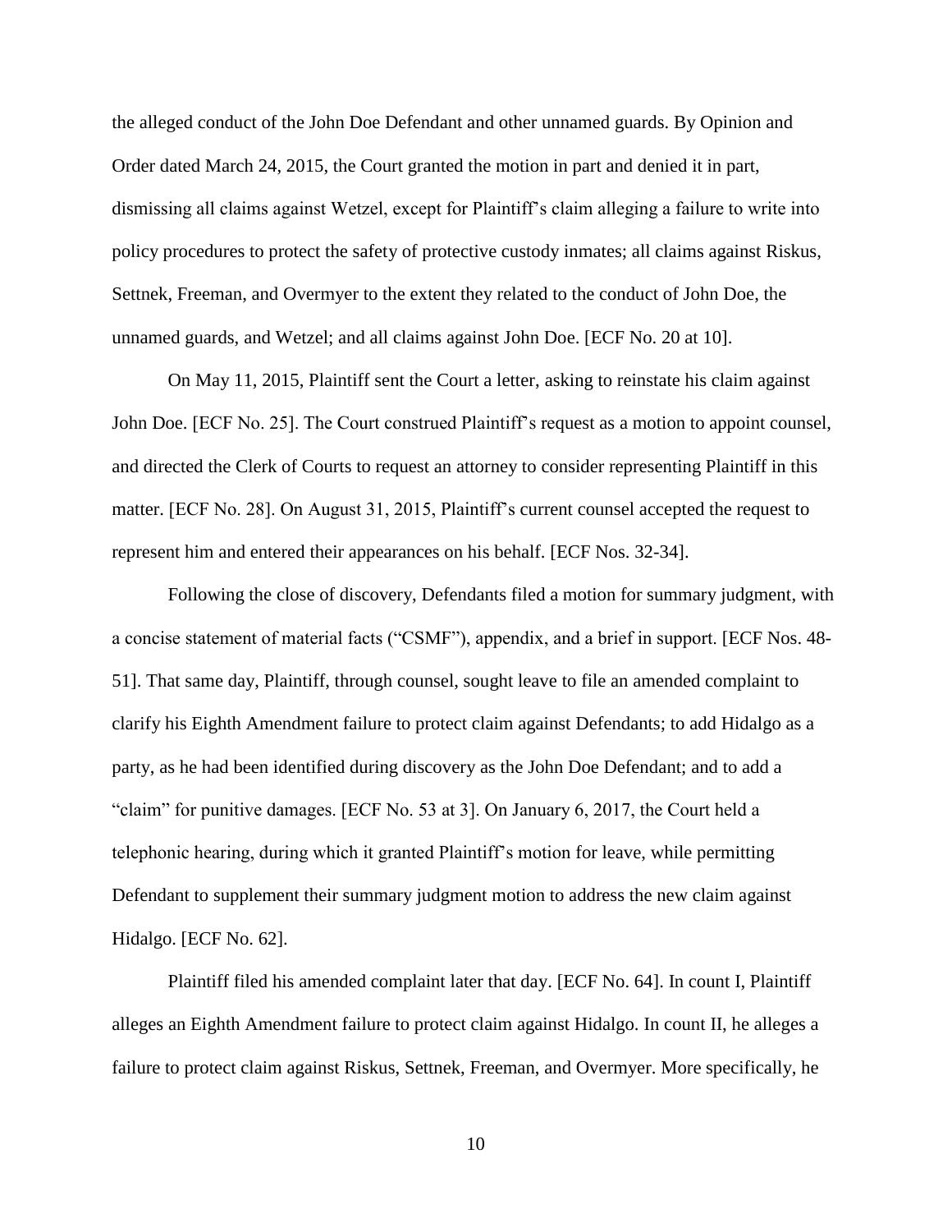the alleged conduct of the John Doe Defendant and other unnamed guards. By Opinion and Order dated March 24, 2015, the Court granted the motion in part and denied it in part, dismissing all claims against Wetzel, except for Plaintiff's claim alleging a failure to write into policy procedures to protect the safety of protective custody inmates; all claims against Riskus, Settnek, Freeman, and Overmyer to the extent they related to the conduct of John Doe, the unnamed guards, and Wetzel; and all claims against John Doe. [ECF No. 20 at 10].

On May 11, 2015, Plaintiff sent the Court a letter, asking to reinstate his claim against John Doe. [ECF No. 25]. The Court construed Plaintiff's request as a motion to appoint counsel, and directed the Clerk of Courts to request an attorney to consider representing Plaintiff in this matter. [ECF No. 28]. On August 31, 2015, Plaintiff's current counsel accepted the request to represent him and entered their appearances on his behalf. [ECF Nos. 32-34].

Following the close of discovery, Defendants filed a motion for summary judgment, with a concise statement of material facts ("CSMF"), appendix, and a brief in support. [ECF Nos. 48-51]. That same day, Plaintiff, through counsel, sought leave to file an amended complaint to clarify his Eighth Amendment failure to protect claim against Defendants; to add Hidalgo as a party, as he had been identified during discovery as the John Doe Defendant; and to add a "claim" for punitive damages. [ECF No. 53 at 3]. On January 6, 2017, the Court held a telephonic hearing, during which it granted Plaintiff's motion for leave, while permitting Defendant to supplement their summary judgment motion to address the new claim against Hidalgo. [ECF No. 62].

Plaintiff filed his amended complaint later that day. [ECF No. 64]. In count I, Plaintiff alleges an Eighth Amendment failure to protect claim against Hidalgo. In count II, he alleges a failure to protect claim against Riskus, Settnek, Freeman, and Overmyer. More specifically, he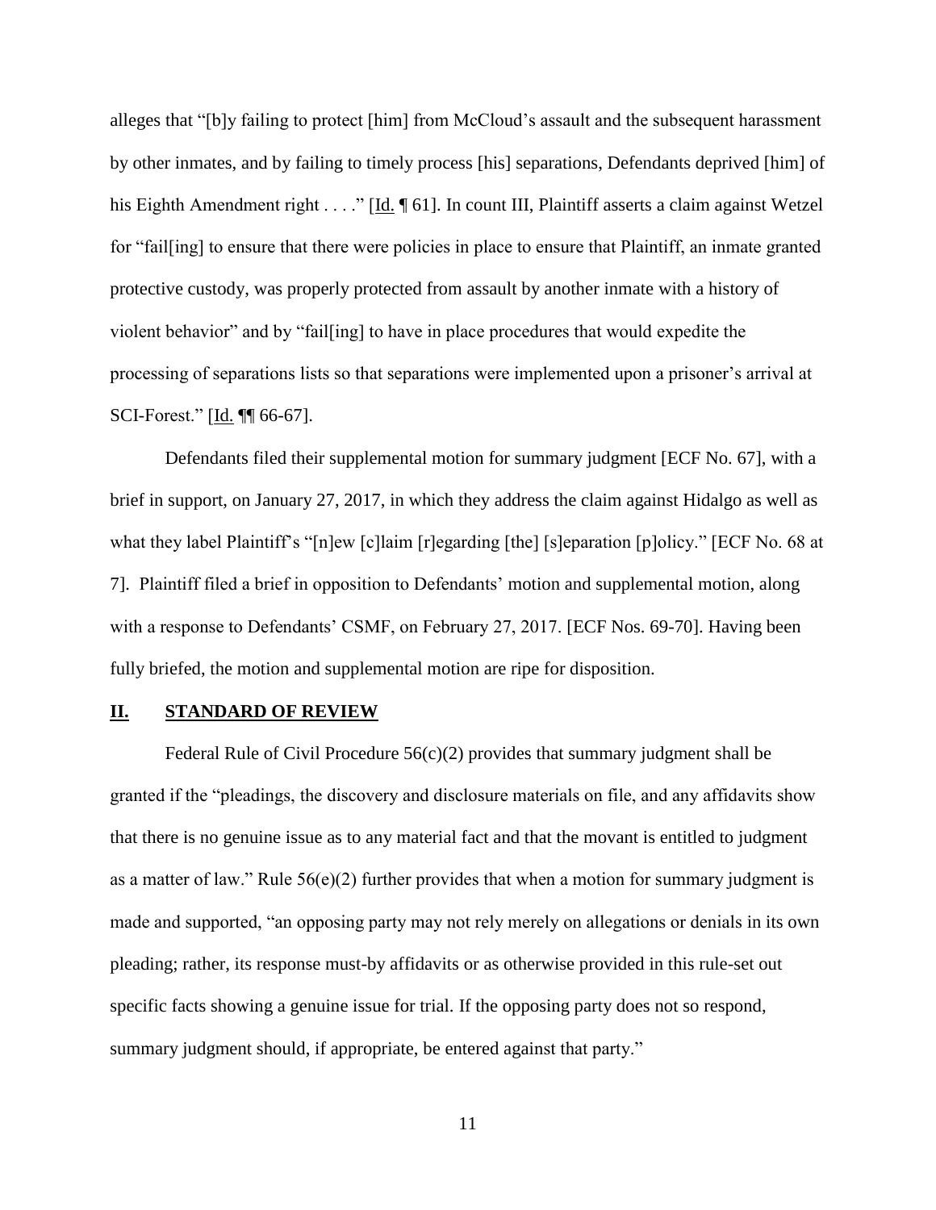alleges that "[b]y failing to protect [him] from McCloud's assault and the subsequent harassment by other inmates, and by failing to timely process [his] separations, Defendants deprived [him] of his Eighth Amendment right . . . ." [Id. ¶ 61]. In count III, Plaintiff asserts a claim against Wetzel for "fail[ing] to ensure that there were policies in place to ensure that Plaintiff, an inmate granted protective custody, was properly protected from assault by another inmate with a history of violent behavior" and by "fail[ing] to have in place procedures that would expedite the processing of separations lists so that separations were implemented upon a prisoner's arrival at SCI-Forest." [Id. ¶¶ 66-67].

Defendants filed their supplemental motion for summary judgment [ECF No. 67], with a brief in support, on January 27, 2017, in which they address the claim against Hidalgo as well as what they label Plaintiff's "[n]ew [c]laim [r]egarding [the] [s]eparation [p]olicy." [ECF No. 68 at 7]. Plaintiff filed a brief in opposition to Defendants' motion and supplemental motion, along with a response to Defendants' CSMF, on February 27, 2017. [ECF Nos. 69-70]. Having been fully briefed, the motion and supplemental motion are ripe for disposition.

## II. STANDARD OF REVIEW

Federal Rule of Civil Procedure 56(c)(2) provides that summary judgment shall be granted if the "pleadings, the discovery and disclosure materials on file, and any affidavits show that there is no genuine issue as to any material fact and that the movant is entitled to judgment as a matter of law." Rule 56(e)(2) further provides that when a motion for summary judgment is made and supported, "an opposing party may not rely merely on allegations or denials in its own pleading; rather, its response must-by affidavits or as otherwise provided in this rule-set out specific facts showing a genuine issue for trial. If the opposing party does not so respond, summary judgment should, if appropriate, be entered against that party."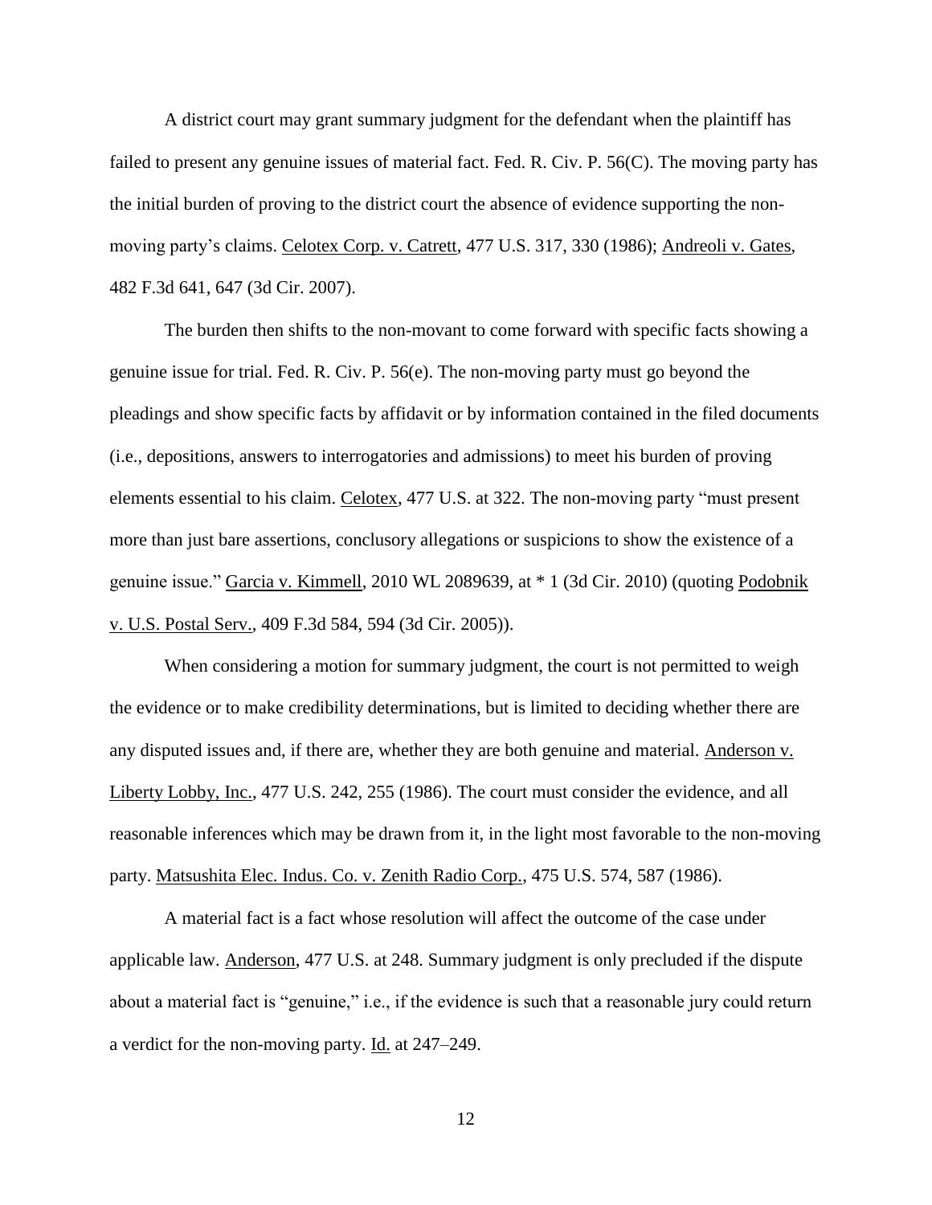A district court may grant summary judgment for the defendant when the plaintiff has failed to present any genuine issues of material fact. Fed. R. Civ. P. 56(C). The moving party has the initial burden of proving to the district court the absence of evidence supporting the non-moving party's claims. Celotex Corp. v. Catrett, 477 U.S. 317, 330 (1986); Andreoli v. Gates, 482 F.3d 641, 647 (3d Cir. 2007).

The burden then shifts to the non-movant to come forward with specific facts showing a genuine issue for trial. Fed. R. Civ. P. 56(e). The non-moving party must go beyond the pleadings and show specific facts by affidavit or by information contained in the filed documents (i.e., depositions, answers to interrogatories and admissions) to meet his burden of proving elements essential to his claim. Celotex, 477 U.S. at 322. The non-moving party "must present more than just bare assertions, conclusory allegations or suspicions to show the existence of a genuine issue." Garcia v. Kimmell, 2010 WL 2089639, at * 1 (3d Cir. 2010) (quoting Podobnik v. U.S. Postal Serv., 409 F.3d 584, 594 (3d Cir. 2005)).

When considering a motion for summary judgment, the court is not permitted to weigh the evidence or to make credibility determinations, but is limited to deciding whether there are any disputed issues and, if there are, whether they are both genuine and material. Anderson v. Liberty Lobby, Inc., 477 U.S. 242, 255 (1986). The court must consider the evidence, and all reasonable inferences which may be drawn from it, in the light most favorable to the non-moving party. Matsushita Elec. Indus. Co. v. Zenith Radio Corp., 475 U.S. 574, 587 (1986).

A material fact is a fact whose resolution will affect the outcome of the case under applicable law. Anderson, 477 U.S. at 248. Summary judgment is only precluded if the dispute about a material fact is "genuine," i.e., if the evidence is such that a reasonable jury could return a verdict for the non-moving party. Id. at 247–249.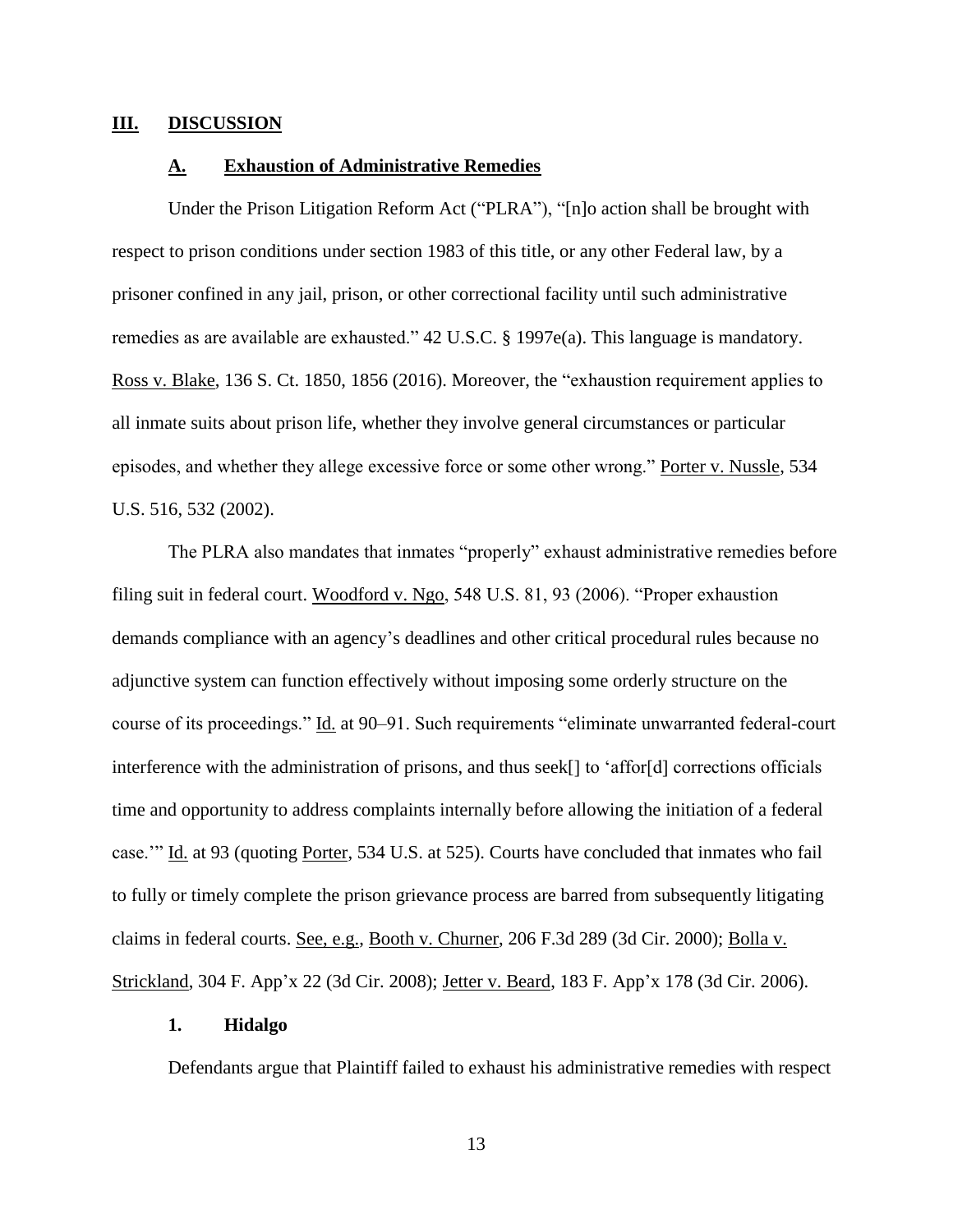## III. DISCUSSION

### A. Exhaustion of Administrative Remedies

Under the Prison Litigation Reform Act ("PLRA"), "[n]o action shall be brought with respect to prison conditions under section 1983 of this title, or any other Federal law, by a prisoner confined in any jail, prison, or other correctional facility until such administrative remedies as are available are exhausted." 42 U.S.C. § 1997e(a). This language is mandatory. Ross v. Blake, 136 S. Ct. 1850, 1856 (2016). Moreover, the "exhaustion requirement applies to all inmate suits about prison life, whether they involve general circumstances or particular episodes, and whether they allege excessive force or some other wrong." Porter v. Nussle, 534 U.S. 516, 532 (2002).

The PLRA also mandates that inmates "properly" exhaust administrative remedies before filing suit in federal court. Woodford v. Ngo, 548 U.S. 81, 93 (2006). "Proper exhaustion demands compliance with an agency's deadlines and other critical procedural rules because no adjunctive system can function effectively without imposing some orderly structure on the course of its proceedings." Id. at 90–91. Such requirements "eliminate unwarranted federal-court interference with the administration of prisons, and thus seek[] to 'affor[d] corrections officials time and opportunity to address complaints internally before allowing the initiation of a federal case.'" Id. at 93 (quoting Porter, 534 U.S. at 525). Courts have concluded that inmates who fail to fully or timely complete the prison grievance process are barred from subsequently litigating claims in federal courts. See, e.g., Booth v. Churner, 206 F.3d 289 (3d Cir. 2000); Bolla v. Strickland, 304 F. App'x 22 (3d Cir. 2008); Jetter v. Beard, 183 F. App'x 178 (3d Cir. 2006).

#### 1. Hidalgo

Defendants argue that Plaintiff failed to exhaust his administrative remedies with respect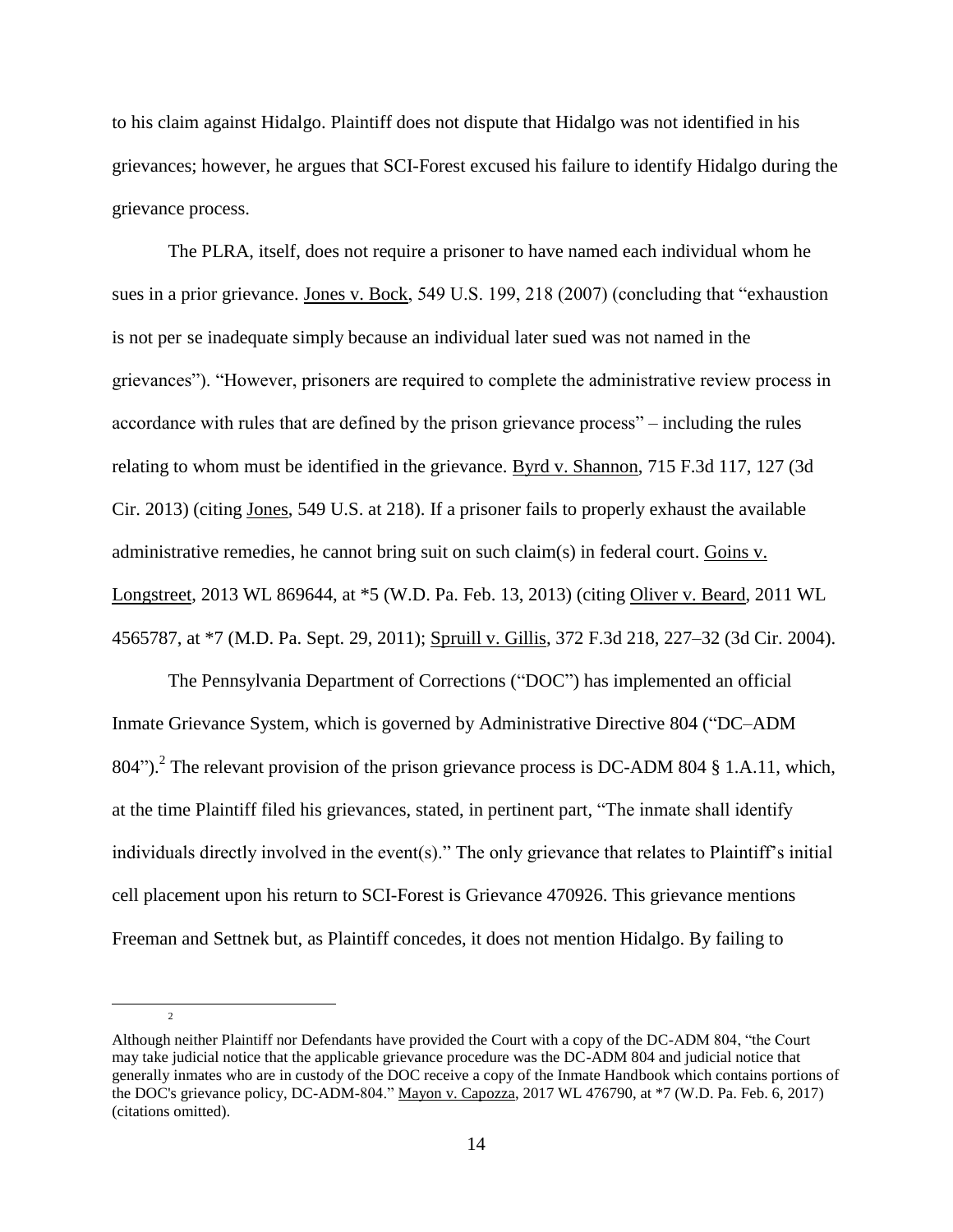to his claim against Hidalgo. Plaintiff does not dispute that Hidalgo was not identified in his grievances; however, he argues that SCI-Forest excused his failure to identify Hidalgo during the grievance process.

The PLRA, itself, does not require a prisoner to have named each individual whom he sues in a prior grievance. Jones v. Bock, 549 U.S. 199, 218 (2007) (concluding that "exhaustion is not per se inadequate simply because an individual later sued was not named in the grievances"). "However, prisoners are required to complete the administrative review process in accordance with rules that are defined by the prison grievance process" – including the rules relating to whom must be identified in the grievance. Byrd v. Shannon, 715 F.3d 117, 127 (3d Cir. 2013) (citing Jones, 549 U.S. at 218). If a prisoner fails to properly exhaust the available administrative remedies, he cannot bring suit on such claim(s) in federal court. Goins v. Longstreet, 2013 WL 869644, at *5 (W.D. Pa. Feb. 13, 2013) (citing Oliver v. Beard, 2011 WL 4565787, at *7 (M.D. Pa. Sept. 29, 2011); Spruill v. Gillis, 372 F.3d 218, 227–32 (3d Cir. 2004).

The Pennsylvania Department of Corrections ("DOC") has implemented an official Inmate Grievance System, which is governed by Administrative Directive 804 ("DC–ADM 804").[2] The relevant provision of the prison grievance process is DC-ADM 804 § 1.A.11, which, at the time Plaintiff filed his grievances, stated, in pertinent part, "The inmate shall identify individuals directly involved in the event(s)." The only grievance that relates to Plaintiff's initial cell placement upon his return to SCI-Forest is Grievance 470926. This grievance mentions Freeman and Settnek but, as Plaintiff concedes, it does not mention Hidalgo. By failing to

[2] Although neither Plaintiff nor Defendants have provided the Court with a copy of the DC-ADM 804, "the Court may take judicial notice that the applicable grievance procedure was the DC-ADM 804 and judicial notice that generally inmates who are in custody of the DOC receive a copy of the Inmate Handbook which contains portions of the DOC's grievance policy, DC-ADM-804." Mayon v. Capozza, 2017 WL 476790, at *7 (W.D. Pa. Feb. 6, 2017) (citations omitted).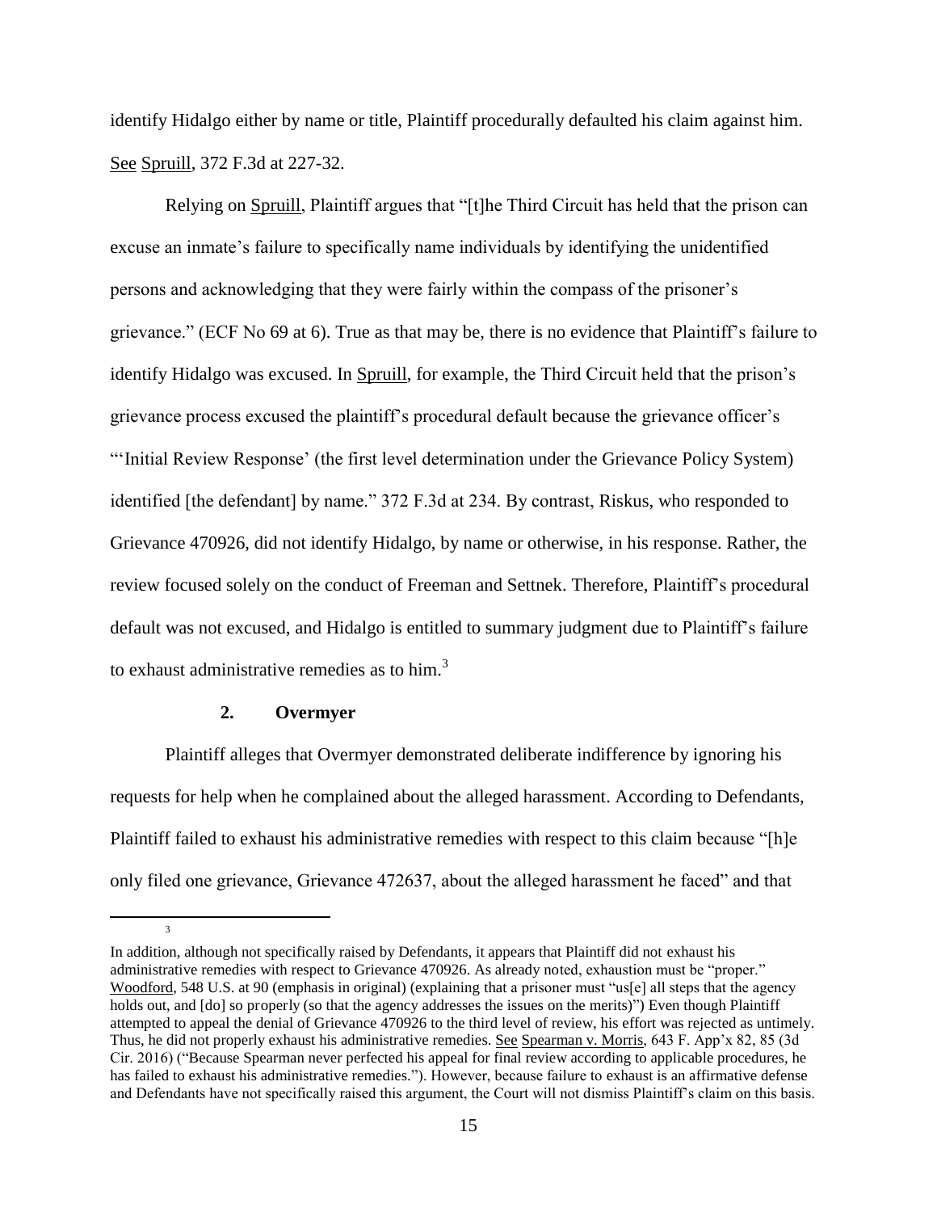identify Hidalgo either by name or title, Plaintiff procedurally defaulted his claim against him. See Spruill, 372 F.3d at 227-32.

Relying on Spruill, Plaintiff argues that "[t]he Third Circuit has held that the prison can excuse an inmate's failure to specifically name individuals by identifying the unidentified persons and acknowledging that they were fairly within the compass of the prisoner's grievance." (ECF No 69 at 6). True as that may be, there is no evidence that Plaintiff's failure to identify Hidalgo was excused. In Spruill, for example, the Third Circuit held that the prison's grievance process excused the plaintiff's procedural default because the grievance officer's "'Initial Review Response' (the first level determination under the Grievance Policy System) identified [the defendant] by name." 372 F.3d at 234. By contrast, Riskus, who responded to Grievance 470926, did not identify Hidalgo, by name or otherwise, in his response. Rather, the review focused solely on the conduct of Freeman and Settnek. Therefore, Plaintiff's procedural default was not excused, and Hidalgo is entitled to summary judgment due to Plaintiff's failure to exhaust administrative remedies as to him.[3]

### 2. Overmyer

Plaintiff alleges that Overmyer demonstrated deliberate indifference by ignoring his requests for help when he complained about the alleged harassment. According to Defendants, Plaintiff failed to exhaust his administrative remedies with respect to this claim because "[h]e only filed one grievance, Grievance 472637, about the alleged harassment he faced" and that

---

[3] In addition, although not specifically raised by Defendants, it appears that Plaintiff did not exhaust his administrative remedies with respect to Grievance 470926. As already noted, exhaustion must be "proper." Woodford, 548 U.S. at 90 (emphasis in original) (explaining that a prisoner must "us[e] all steps that the agency holds out, and [do] so properly (so that the agency addresses the issues on the merits)") Even though Plaintiff attempted to appeal the denial of Grievance 470926 to the third level of review, his effort was rejected as untimely. Thus, he did not properly exhaust his administrative remedies. See Spearman v. Morris, 643 F. App'x 82, 85 (3d Cir. 2016) ("Because Spearman never perfected his appeal for final review according to applicable procedures, he has failed to exhaust his administrative remedies."). However, because failure to exhaust is an affirmative defense and Defendants have not specifically raised this argument, the Court will not dismiss Plaintiff's claim on this basis.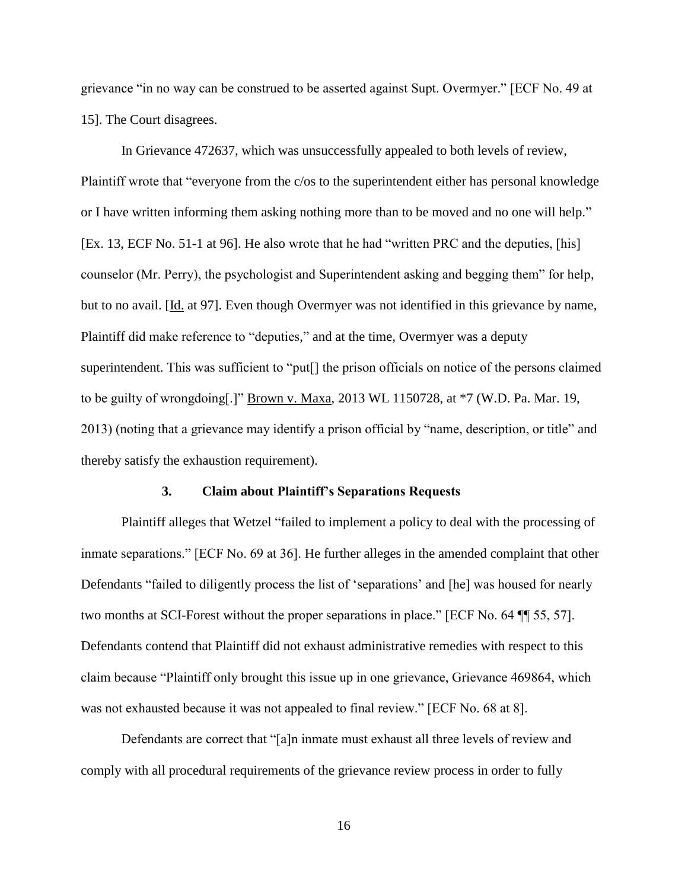grievance "in no way can be construed to be asserted against Supt. Overmyer." [ECF No. 49 at 15]. The Court disagrees.

In Grievance 472637, which was unsuccessfully appealed to both levels of review, Plaintiff wrote that "everyone from the c/os to the superintendent either has personal knowledge or I have written informing them asking nothing more than to be moved and no one will help." [Ex. 13, ECF No. 51-1 at 96]. He also wrote that he had "written PRC and the deputies, [his] counselor (Mr. Perry), the psychologist and Superintendent asking and begging them" for help, but to no avail. [Id. at 97]. Even though Overmyer was not identified in this grievance by name, Plaintiff did make reference to "deputies," and at the time, Overmyer was a deputy superintendent. This was sufficient to "put[] the prison officials on notice of the persons claimed to be guilty of wrongdoing[.]" Brown v. Maxa, 2013 WL 1150728, at *7 (W.D. Pa. Mar. 19, 2013) (noting that a grievance may identify a prison official by "name, description, or title" and thereby satisfy the exhaustion requirement).

### 3. Claim about Plaintiff's Separations Requests

Plaintiff alleges that Wetzel "failed to implement a policy to deal with the processing of inmate separations." [ECF No. 69 at 36]. He further alleges in the amended complaint that other Defendants "failed to diligently process the list of 'separations' and [he] was housed for nearly two months at SCI-Forest without the proper separations in place." [ECF No. 64 ¶¶ 55, 57]. Defendants contend that Plaintiff did not exhaust administrative remedies with respect to this claim because "Plaintiff only brought this issue up in one grievance, Grievance 469864, which was not exhausted because it was not appealed to final review." [ECF No. 68 at 8].

Defendants are correct that "[a]n inmate must exhaust all three levels of review and comply with all procedural requirements of the grievance review process in order to fully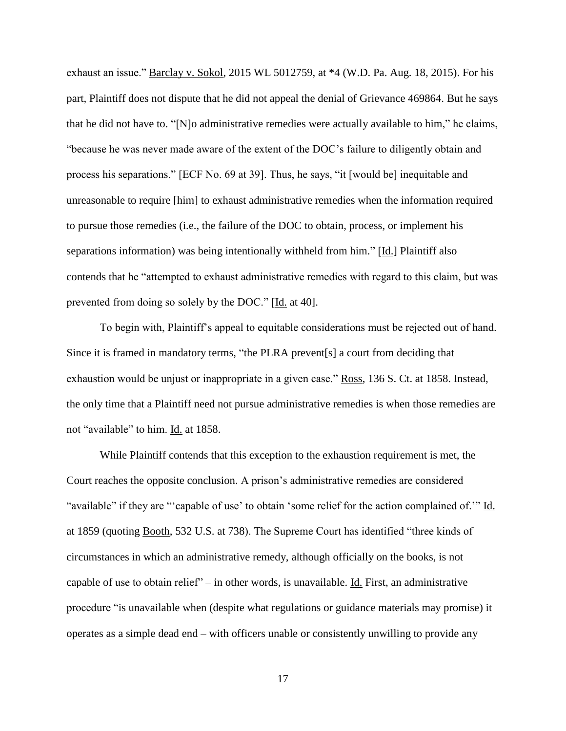exhaust an issue." Barclay v. Sokol, 2015 WL 5012759, at *4 (W.D. Pa. Aug. 18, 2015). For his part, Plaintiff does not dispute that he did not appeal the denial of Grievance 469864. But he says that he did not have to. "[N]o administrative remedies were actually available to him," he claims, "because he was never made aware of the extent of the DOC's failure to diligently obtain and process his separations." [ECF No. 69 at 39]. Thus, he says, "it [would be] inequitable and unreasonable to require [him] to exhaust administrative remedies when the information required to pursue those remedies (i.e., the failure of the DOC to obtain, process, or implement his separations information) was being intentionally withheld from him." [Id.] Plaintiff also contends that he "attempted to exhaust administrative remedies with regard to this claim, but was prevented from doing so solely by the DOC." [Id. at 40].

To begin with, Plaintiff's appeal to equitable considerations must be rejected out of hand. Since it is framed in mandatory terms, "the PLRA prevent[s] a court from deciding that exhaustion would be unjust or inappropriate in a given case." Ross, 136 S. Ct. at 1858. Instead, the only time that a Plaintiff need not pursue administrative remedies is when those remedies are not "available" to him. Id. at 1858.

While Plaintiff contends that this exception to the exhaustion requirement is met, the Court reaches the opposite conclusion. A prison's administrative remedies are considered "available" if they are "'capable of use' to obtain 'some relief for the action complained of.'" Id. at 1859 (quoting Booth, 532 U.S. at 738). The Supreme Court has identified "three kinds of circumstances in which an administrative remedy, although officially on the books, is not capable of use to obtain relief" – in other words, is unavailable. Id. First, an administrative procedure "is unavailable when (despite what regulations or guidance materials may promise) it operates as a simple dead end – with officers unable or consistently unwilling to provide any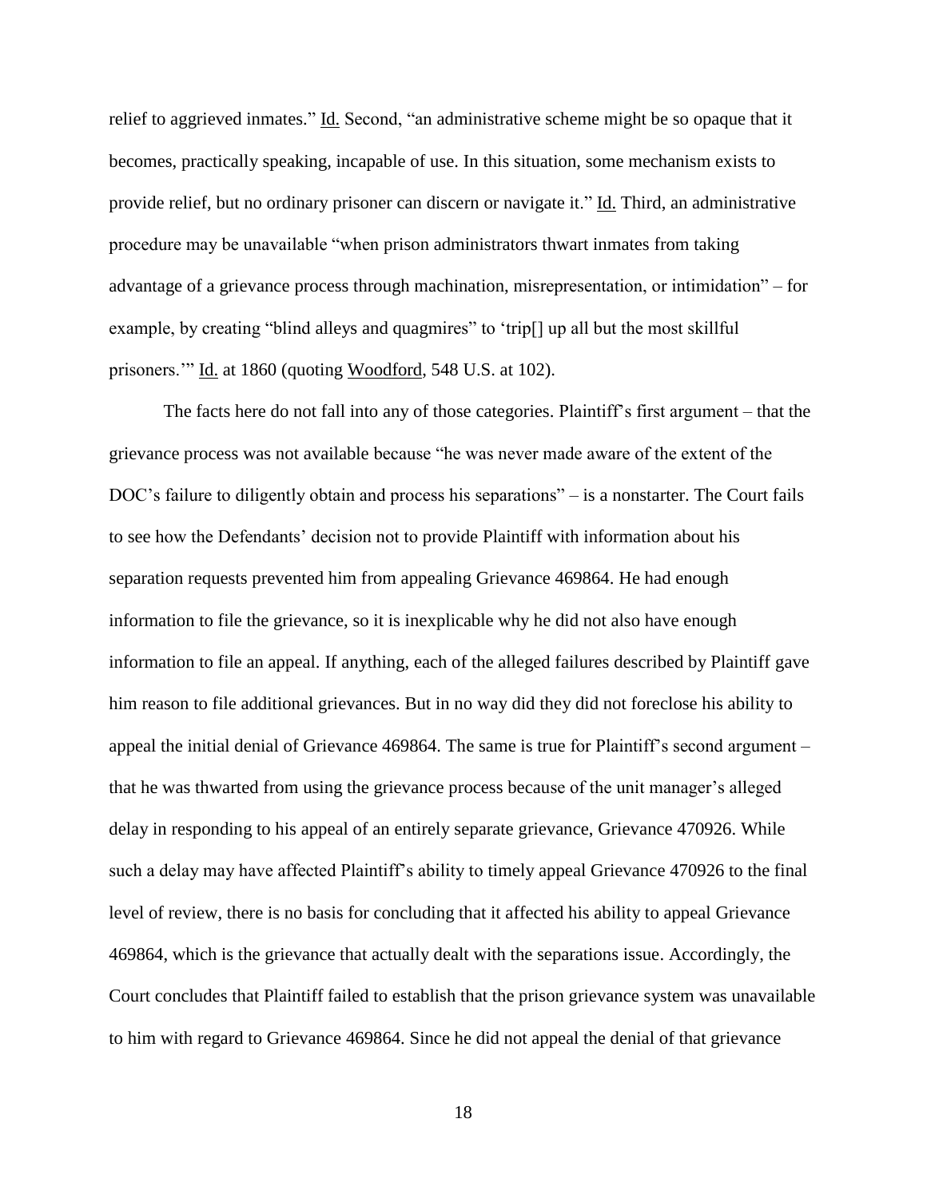relief to aggrieved inmates." Id. Second, "an administrative scheme might be so opaque that it becomes, practically speaking, incapable of use. In this situation, some mechanism exists to provide relief, but no ordinary prisoner can discern or navigate it." Id. Third, an administrative procedure may be unavailable "when prison administrators thwart inmates from taking advantage of a grievance process through machination, misrepresentation, or intimidation" – for example, by creating "blind alleys and quagmires" to 'trip[] up all but the most skillful prisoners.'" Id. at 1860 (quoting Woodford, 548 U.S. at 102).

The facts here do not fall into any of those categories. Plaintiff's first argument – that the grievance process was not available because "he was never made aware of the extent of the DOC's failure to diligently obtain and process his separations" – is a nonstarter. The Court fails to see how the Defendants' decision not to provide Plaintiff with information about his separation requests prevented him from appealing Grievance 469864. He had enough information to file the grievance, so it is inexplicable why he did not also have enough information to file an appeal. If anything, each of the alleged failures described by Plaintiff gave him reason to file additional grievances. But in no way did they did not foreclose his ability to appeal the initial denial of Grievance 469864. The same is true for Plaintiff's second argument – that he was thwarted from using the grievance process because of the unit manager's alleged delay in responding to his appeal of an entirely separate grievance, Grievance 470926. While such a delay may have affected Plaintiff's ability to timely appeal Grievance 470926 to the final level of review, there is no basis for concluding that it affected his ability to appeal Grievance 469864, which is the grievance that actually dealt with the separations issue. Accordingly, the Court concludes that Plaintiff failed to establish that the prison grievance system was unavailable to him with regard to Grievance 469864. Since he did not appeal the denial of that grievance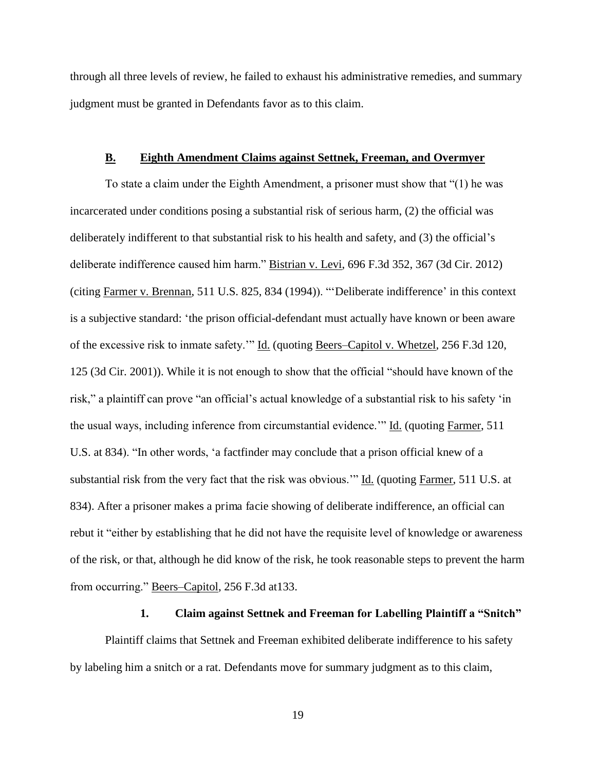through all three levels of review, he failed to exhaust his administrative remedies, and summary judgment must be granted in Defendants favor as to this claim.

### **B. Eighth Amendment Claims against Settnek, Freeman, and Overmyer**

To state a claim under the Eighth Amendment, a prisoner must show that "(1) he was incarcerated under conditions posing a substantial risk of serious harm, (2) the official was deliberately indifferent to that substantial risk to his health and safety, and (3) the official's deliberate indifference caused him harm." Bistrian v. Levi, 696 F.3d 352, 367 (3d Cir. 2012) (citing Farmer v. Brennan, 511 U.S. 825, 834 (1994)). "'Deliberate indifference' in this context is a subjective standard: 'the prison official-defendant must actually have known or been aware of the excessive risk to inmate safety.'" Id. (quoting Beers–Capitol v. Whetzel, 256 F.3d 120, 125 (3d Cir. 2001)). While it is not enough to show that the official "should have known of the risk," a plaintiff can prove "an official's actual knowledge of a substantial risk to his safety 'in the usual ways, including inference from circumstantial evidence.'" Id. (quoting Farmer, 511 U.S. at 834). "In other words, 'a factfinder may conclude that a prison official knew of a substantial risk from the very fact that the risk was obvious.'" Id. (quoting Farmer, 511 U.S. at 834). After a prisoner makes a prima facie showing of deliberate indifference, an official can rebut it "either by establishing that he did not have the requisite level of knowledge or awareness of the risk, or that, although he did know of the risk, he took reasonable steps to prevent the harm from occurring." Beers–Capitol, 256 F.3d at133.

#### **1. Claim against Settnek and Freeman for Labelling Plaintiff a "Snitch"**

Plaintiff claims that Settnek and Freeman exhibited deliberate indifference to his safety by labeling him a snitch or a rat. Defendants move for summary judgment as to this claim,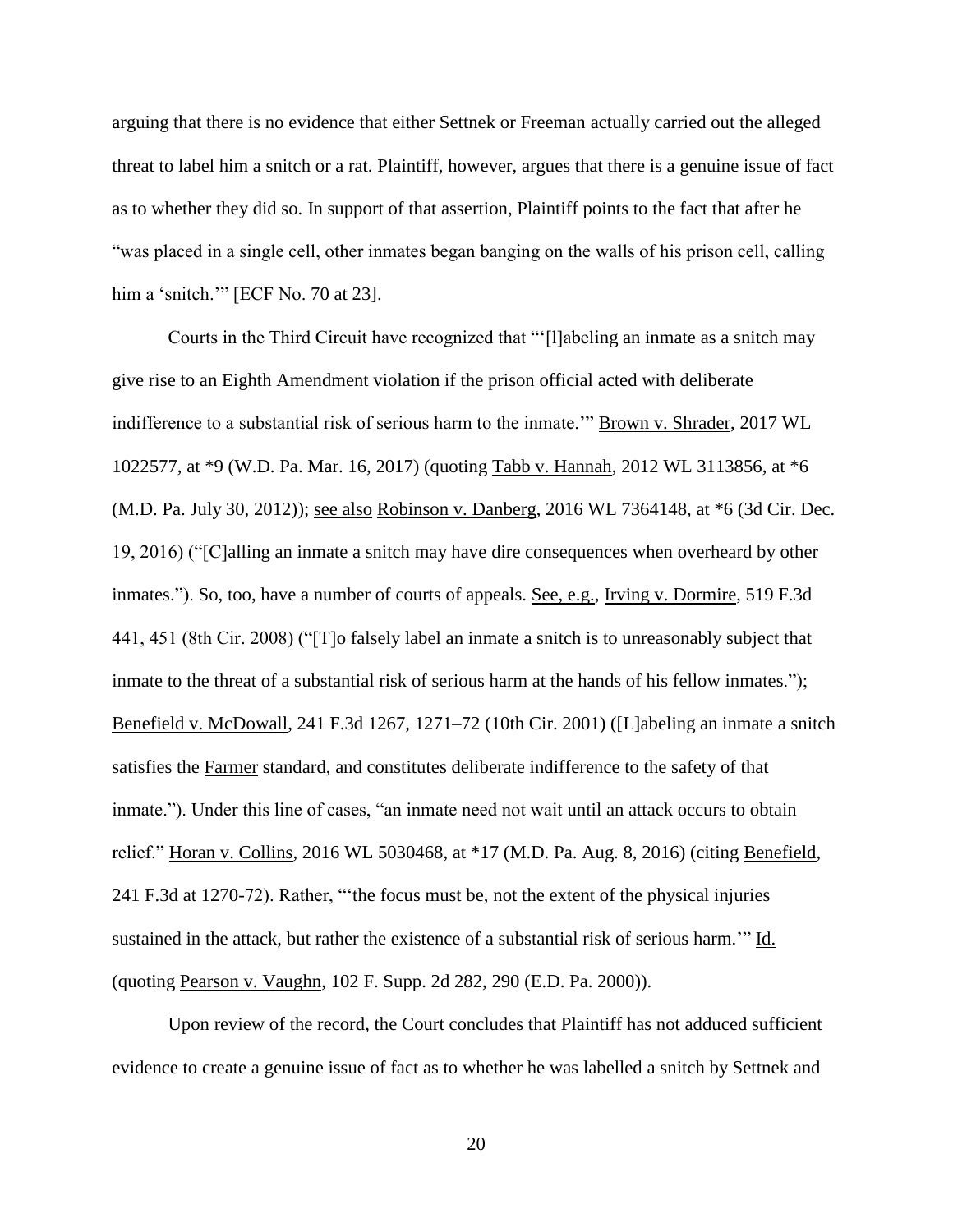arguing that there is no evidence that either Settnek or Freeman actually carried out the alleged threat to label him a snitch or a rat. Plaintiff, however, argues that there is a genuine issue of fact as to whether they did so. In support of that assertion, Plaintiff points to the fact that after he "was placed in a single cell, other inmates began banging on the walls of his prison cell, calling him a 'snitch.'" [ECF No. 70 at 23].

Courts in the Third Circuit have recognized that "'[l]abeling an inmate as a snitch may give rise to an Eighth Amendment violation if the prison official acted with deliberate indifference to a substantial risk of serious harm to the inmate.'" Brown v. Shrader, 2017 WL 1022577, at *9 (W.D. Pa. Mar. 16, 2017) (quoting Tabb v. Hannah, 2012 WL 3113856, at *6 (M.D. Pa. July 30, 2012)); see also Robinson v. Danberg, 2016 WL 7364148, at *6 (3d Cir. Dec. 19, 2016) ("[C]alling an inmate a snitch may have dire consequences when overheard by other inmates."). So, too, have a number of courts of appeals. See, e.g., Irving v. Dormire, 519 F.3d 441, 451 (8th Cir. 2008) ("[T]o falsely label an inmate a snitch is to unreasonably subject that inmate to the threat of a substantial risk of serious harm at the hands of his fellow inmates."); Benefield v. McDowall, 241 F.3d 1267, 1271–72 (10th Cir. 2001) ([L]abeling an inmate a snitch satisfies the Farmer standard, and constitutes deliberate indifference to the safety of that inmate."). Under this line of cases, "an inmate need not wait until an attack occurs to obtain relief." Horan v. Collins, 2016 WL 5030468, at *17 (M.D. Pa. Aug. 8, 2016) (citing Benefield, 241 F.3d at 1270-72). Rather, "'the focus must be, not the extent of the physical injuries sustained in the attack, but rather the existence of a substantial risk of serious harm.'" Id. (quoting Pearson v. Vaughn, 102 F. Supp. 2d 282, 290 (E.D. Pa. 2000)).

Upon review of the record, the Court concludes that Plaintiff has not adduced sufficient evidence to create a genuine issue of fact as to whether he was labelled a snitch by Settnek and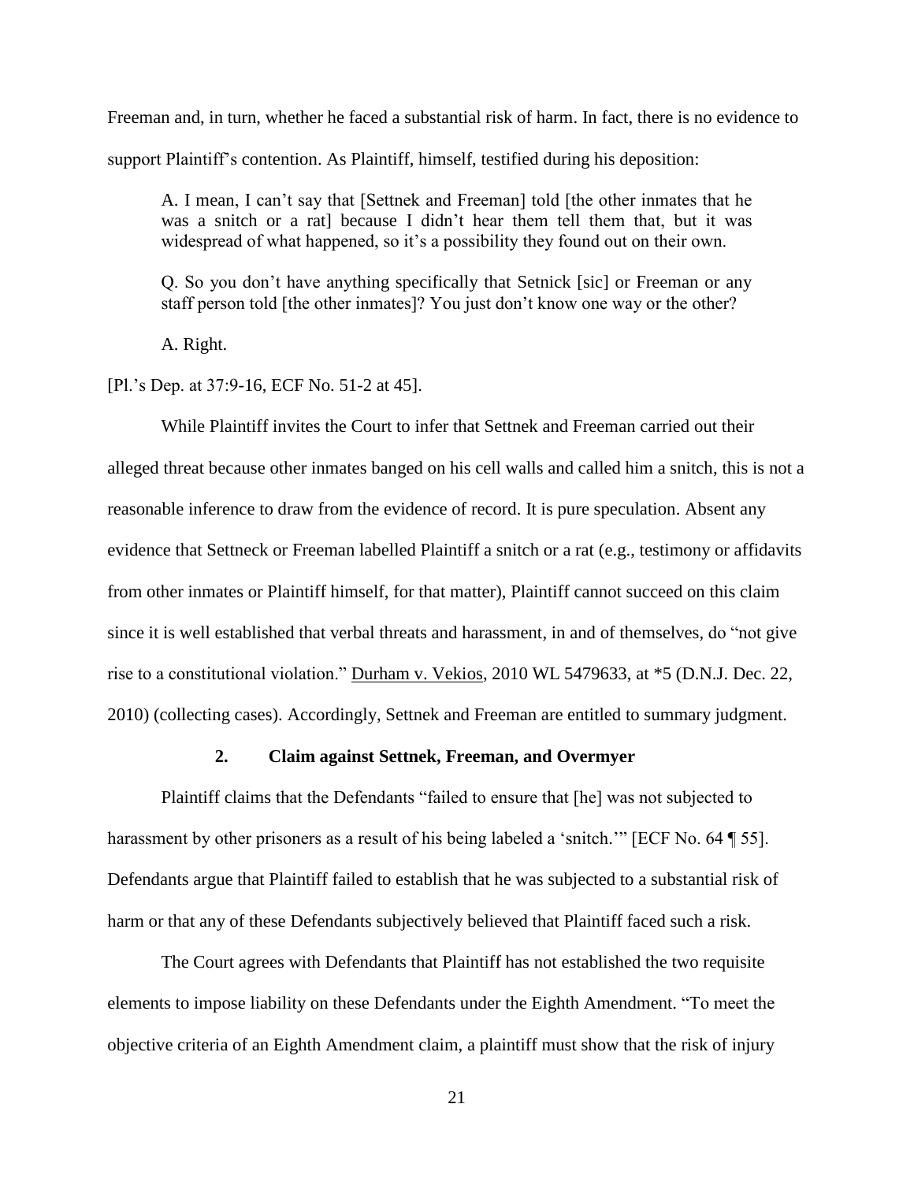Freeman and, in turn, whether he faced a substantial risk of harm. In fact, there is no evidence to support Plaintiff's contention. As Plaintiff, himself, testified during his deposition:

> A. I mean, I can't say that [Settnek and Freeman] told [the other inmates that he was a snitch or a rat] because I didn't hear them tell them that, but it was widespread of what happened, so it's a possibility they found out on their own.
>
> Q. So you don't have anything specifically that Setnick [sic] or Freeman or any staff person told [the other inmates]? You just don't know one way or the other?
>
> A. Right.

[Pl.'s Dep. at 37:9-16, ECF No. 51-2 at 45].

While Plaintiff invites the Court to infer that Settnek and Freeman carried out their alleged threat because other inmates banged on his cell walls and called him a snitch, this is not a reasonable inference to draw from the evidence of record. It is pure speculation. Absent any evidence that Settneck or Freeman labelled Plaintiff a snitch or a rat (e.g., testimony or affidavits from other inmates or Plaintiff himself, for that matter), Plaintiff cannot succeed on this claim since it is well established that verbal threats and harassment, in and of themselves, do "not give rise to a constitutional violation." Durham v. Vekios, 2010 WL 5479633, at *5 (D.N.J. Dec. 22, 2010) (collecting cases). Accordingly, Settnek and Freeman are entitled to summary judgment.

**2. Claim against Settnek, Freeman, and Overmyer**

Plaintiff claims that the Defendants "failed to ensure that [he] was not subjected to harassment by other prisoners as a result of his being labeled a 'snitch.'" [ECF No. 64 ¶ 55]. Defendants argue that Plaintiff failed to establish that he was subjected to a substantial risk of harm or that any of these Defendants subjectively believed that Plaintiff faced such a risk.

The Court agrees with Defendants that Plaintiff has not established the two requisite elements to impose liability on these Defendants under the Eighth Amendment. "To meet the objective criteria of an Eighth Amendment claim, a plaintiff must show that the risk of injury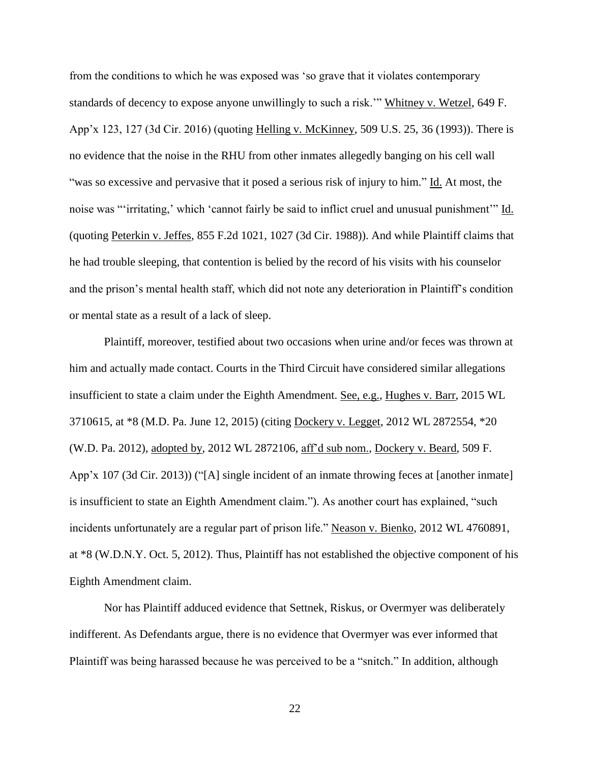from the conditions to which he was exposed was 'so grave that it violates contemporary standards of decency to expose anyone unwillingly to such a risk.'" Whitney v. Wetzel, 649 F. App'x 123, 127 (3d Cir. 2016) (quoting Helling v. McKinney, 509 U.S. 25, 36 (1993)). There is no evidence that the noise in the RHU from other inmates allegedly banging on his cell wall "was so excessive and pervasive that it posed a serious risk of injury to him." Id. At most, the noise was "'irritating,' which 'cannot fairly be said to inflict cruel and unusual punishment'" Id. (quoting Peterkin v. Jeffes, 855 F.2d 1021, 1027 (3d Cir. 1988)). And while Plaintiff claims that he had trouble sleeping, that contention is belied by the record of his visits with his counselor and the prison's mental health staff, which did not note any deterioration in Plaintiff's condition or mental state as a result of a lack of sleep.

Plaintiff, moreover, testified about two occasions when urine and/or feces was thrown at him and actually made contact. Courts in the Third Circuit have considered similar allegations insufficient to state a claim under the Eighth Amendment. See, e.g., Hughes v. Barr, 2015 WL 3710615, at *8 (M.D. Pa. June 12, 2015) (citing Dockery v. Legget, 2012 WL 2872554, *20 (W.D. Pa. 2012), adopted by, 2012 WL 2872106, aff'd sub nom., Dockery v. Beard, 509 F. App'x 107 (3d Cir. 2013)) ("[A] single incident of an inmate throwing feces at [another inmate] is insufficient to state an Eighth Amendment claim."). As another court has explained, "such incidents unfortunately are a regular part of prison life." Neason v. Bienko, 2012 WL 4760891, at *8 (W.D.N.Y. Oct. 5, 2012). Thus, Plaintiff has not established the objective component of his Eighth Amendment claim.

Nor has Plaintiff adduced evidence that Settnek, Riskus, or Overmyer was deliberately indifferent. As Defendants argue, there is no evidence that Overmyer was ever informed that Plaintiff was being harassed because he was perceived to be a "snitch." In addition, although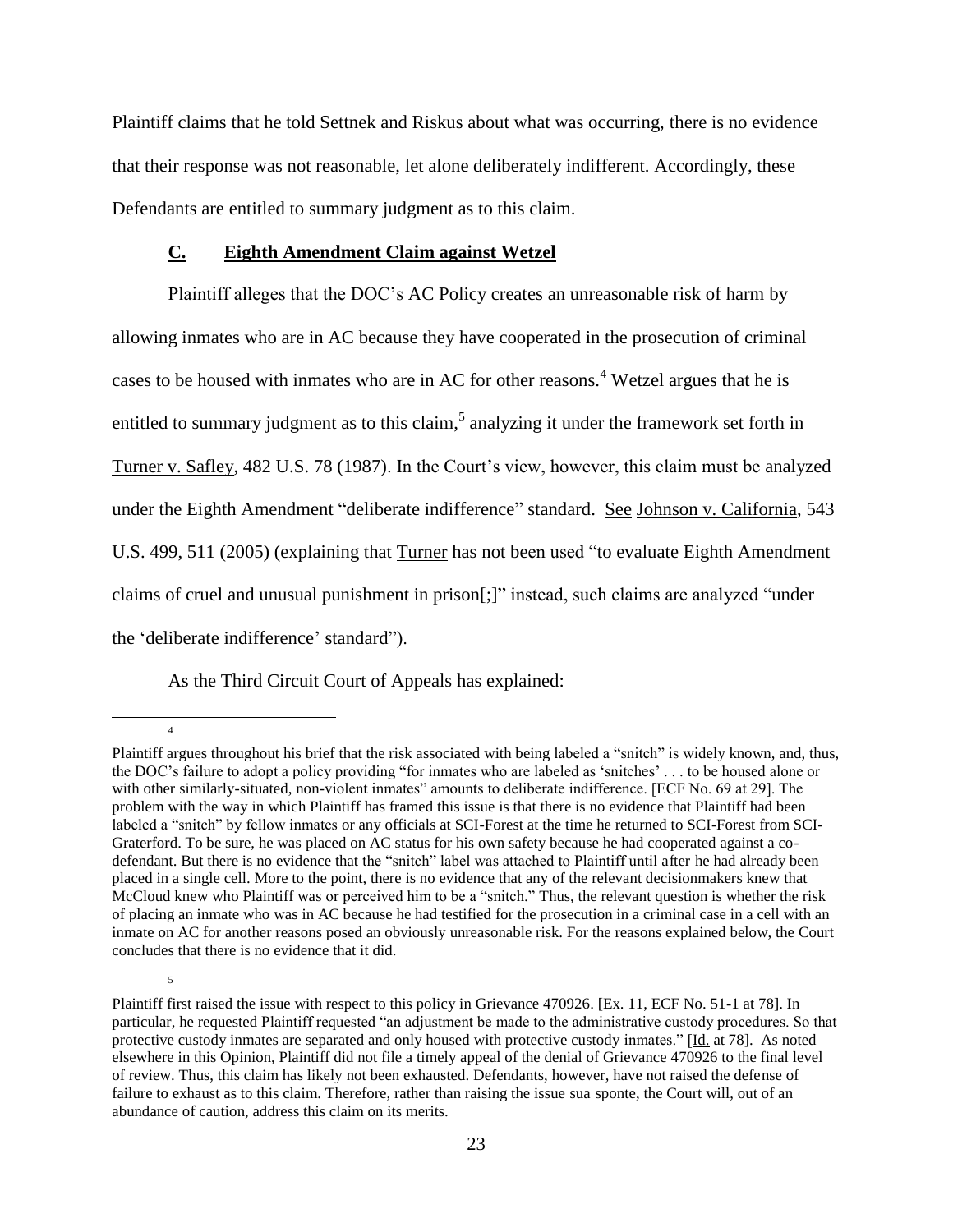Plaintiff claims that he told Settnek and Riskus about what was occurring, there is no evidence that their response was not reasonable, let alone deliberately indifferent. Accordingly, these Defendants are entitled to summary judgment as to this claim.

### C. Eighth Amendment Claim against Wetzel

Plaintiff alleges that the DOC's AC Policy creates an unreasonable risk of harm by allowing inmates who are in AC because they have cooperated in the prosecution of criminal cases to be housed with inmates who are in AC for other reasons.[4] Wetzel argues that he is entitled to summary judgment as to this claim,[5] analyzing it under the framework set forth in Turner v. Safley, 482 U.S. 78 (1987). In the Court's view, however, this claim must be analyzed under the Eighth Amendment "deliberate indifference" standard. See Johnson v. California, 543 U.S. 499, 511 (2005) (explaining that Turner has not been used "to evaluate Eighth Amendment claims of cruel and unusual punishment in prison[;]" instead, such claims are analyzed "under the 'deliberate indifference' standard").

As the Third Circuit Court of Appeals has explained:

---

[4] Plaintiff argues throughout his brief that the risk associated with being labeled a "snitch" is widely known, and, thus, the DOC's failure to adopt a policy providing "for inmates who are labeled as 'snitches' . . . to be housed alone or with other similarly-situated, non-violent inmates" amounts to deliberate indifference. [ECF No. 69 at 29]. The problem with the way in which Plaintiff has framed this issue is that there is no evidence that Plaintiff had been labeled a "snitch" by fellow inmates or any officials at SCI-Forest at the time he returned to SCI-Forest from SCI-Graterford. To be sure, he was placed on AC status for his own safety because he had cooperated against a co-defendant. But there is no evidence that the "snitch" label was attached to Plaintiff until after he had already been placed in a single cell. More to the point, there is no evidence that any of the relevant decisionmakers knew that McCloud knew who Plaintiff was or perceived him to be a "snitch." Thus, the relevant question is whether the risk of placing an inmate who was in AC because he had testified for the prosecution in a criminal case in a cell with an inmate on AC for another reasons posed an obviously unreasonable risk. For the reasons explained below, the Court concludes that there is no evidence that it did.

[5] Plaintiff first raised the issue with respect to this policy in Grievance 470926. [Ex. 11, ECF No. 51-1 at 78]. In particular, he requested Plaintiff requested "an adjustment be made to the administrative custody procedures. So that protective custody inmates are separated and only housed with protective custody inmates." [Id. at 78]. As noted elsewhere in this Opinion, Plaintiff did not file a timely appeal of the denial of Grievance 470926 to the final level of review. Thus, this claim has likely not been exhausted. Defendants, however, have not raised the defense of failure to exhaust as to this claim. Therefore, rather than raising the issue sua sponte, the Court will, out of an abundance of caution, address this claim on its merits.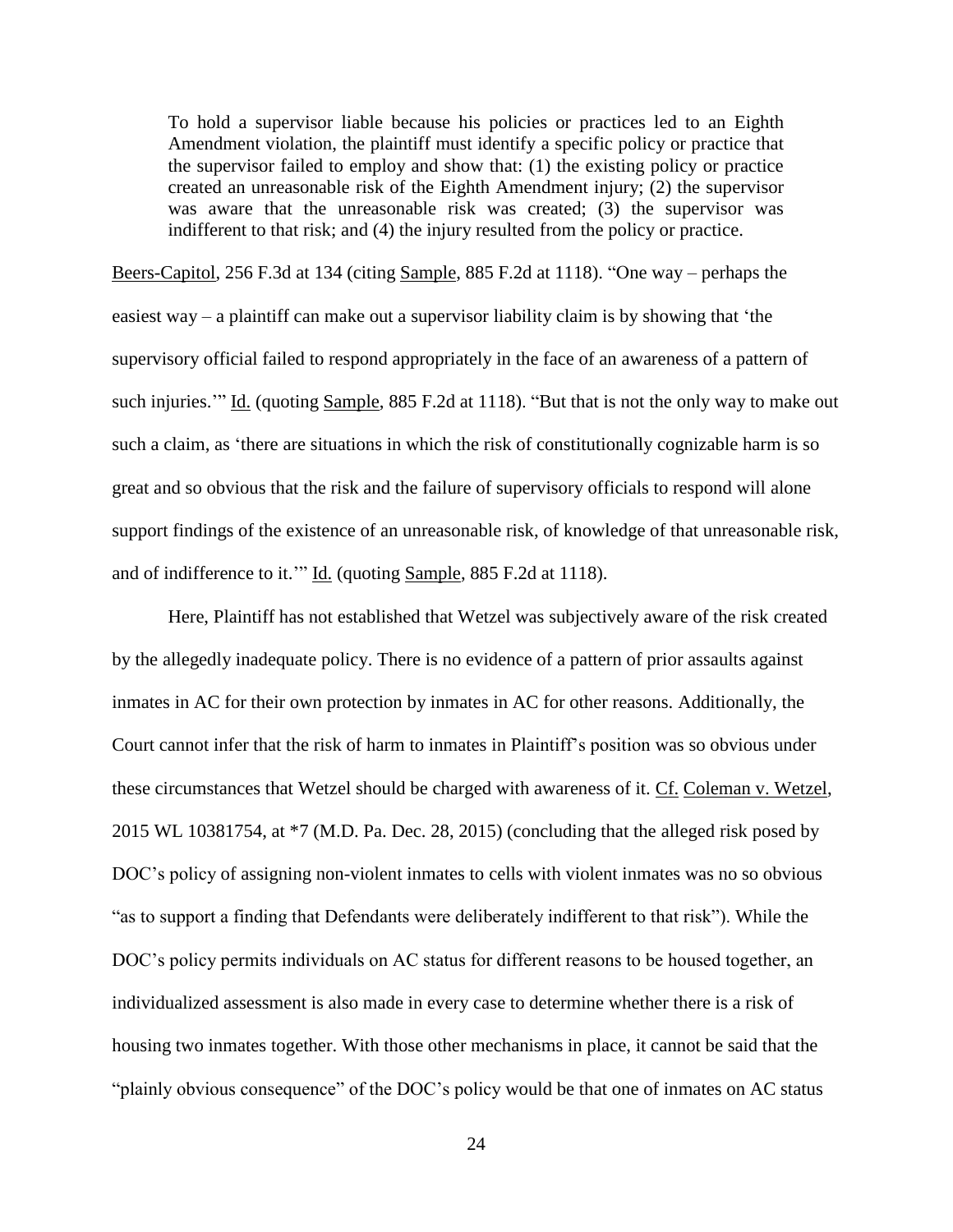> To hold a supervisor liable because his policies or practices led to an Eighth Amendment violation, the plaintiff must identify a specific policy or practice that the supervisor failed to employ and show that: (1) the existing policy or practice created an unreasonable risk of the Eighth Amendment injury; (2) the supervisor was aware that the unreasonable risk was created; (3) the supervisor was indifferent to that risk; and (4) the injury resulted from the policy or practice.

Beers-Capitol, 256 F.3d at 134 (citing Sample, 885 F.2d at 1118). "One way – perhaps the easiest way – a plaintiff can make out a supervisor liability claim is by showing that 'the supervisory official failed to respond appropriately in the face of an awareness of a pattern of such injuries.'" Id. (quoting Sample, 885 F.2d at 1118). "But that is not the only way to make out such a claim, as 'there are situations in which the risk of constitutionally cognizable harm is so great and so obvious that the risk and the failure of supervisory officials to respond will alone support findings of the existence of an unreasonable risk, of knowledge of that unreasonable risk, and of indifference to it.'" Id. (quoting Sample, 885 F.2d at 1118).

Here, Plaintiff has not established that Wetzel was subjectively aware of the risk created by the allegedly inadequate policy. There is no evidence of a pattern of prior assaults against inmates in AC for their own protection by inmates in AC for other reasons. Additionally, the Court cannot infer that the risk of harm to inmates in Plaintiff's position was so obvious under these circumstances that Wetzel should be charged with awareness of it. Cf. Coleman v. Wetzel, 2015 WL 10381754, at *7 (M.D. Pa. Dec. 28, 2015) (concluding that the alleged risk posed by DOC's policy of assigning non-violent inmates to cells with violent inmates was no so obvious "as to support a finding that Defendants were deliberately indifferent to that risk"). While the DOC's policy permits individuals on AC status for different reasons to be housed together, an individualized assessment is also made in every case to determine whether there is a risk of housing two inmates together. With those other mechanisms in place, it cannot be said that the "plainly obvious consequence" of the DOC's policy would be that one of inmates on AC status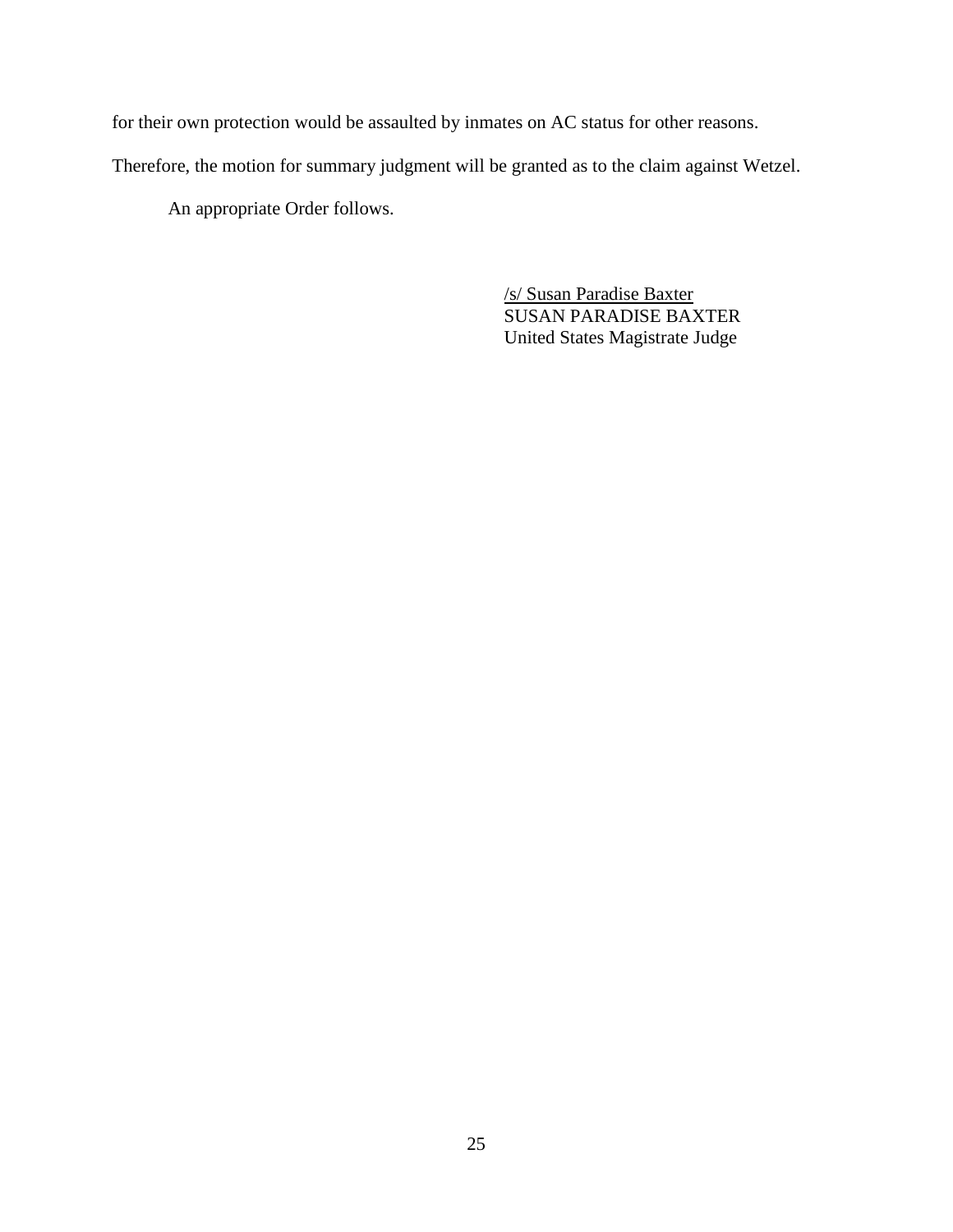for their own protection would be assaulted by inmates on AC status for other reasons.

Therefore, the motion for summary judgment will be granted as to the claim against Wetzel.

An appropriate Order follows.

/s/ Susan Paradise Baxter
SUSAN PARADISE BAXTER
United States Magistrate Judge